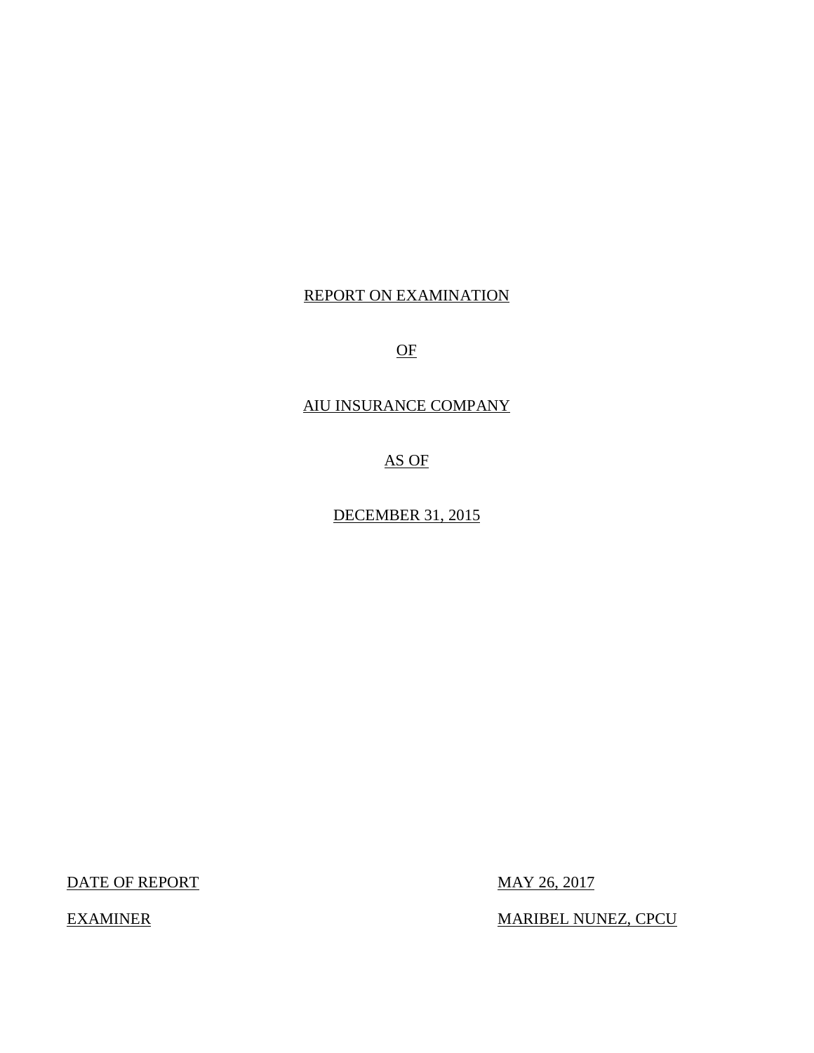# REPORT ON EXAMINATION

# OF

# AIU INSURANCE COMPANY

# AS OF

# DECEMBER 31, 2015

| | |
|---|---|
| DATE OF REPORT | MAY 26, 2017 |
| EXAMINER | MARIBEL NUNEZ, CPCU |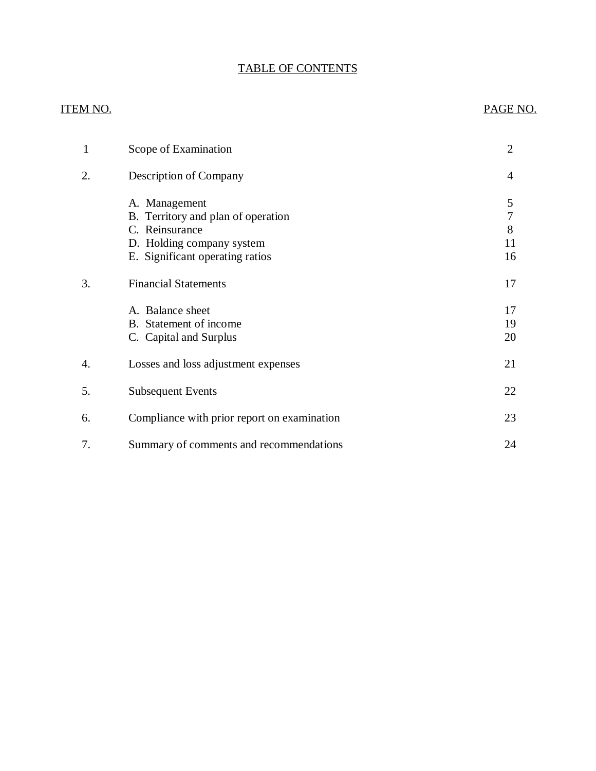# TABLE OF CONTENTS

| ITEM NO. | | PAGE NO. |
|---|---|---|
| 1 | Scope of Examination | 2 |
| 2. | Description of Company | 4 |
| | A. Management | 5 |
| | B. Territory and plan of operation | 7 |
| | C. Reinsurance | 8 |
| | D. Holding company system | 11 |
| | E. Significant operating ratios | 16 |
| 3. | Financial Statements | 17 |
| | A. Balance sheet | 17 |
| | B. Statement of income | 19 |
| | C. Capital and Surplus | 20 |
| 4. | Losses and loss adjustment expenses | 21 |
| 5. | Subsequent Events | 22 |
| 6. | Compliance with prior report on examination | 23 |
| 7. | Summary of comments and recommendations | 24 |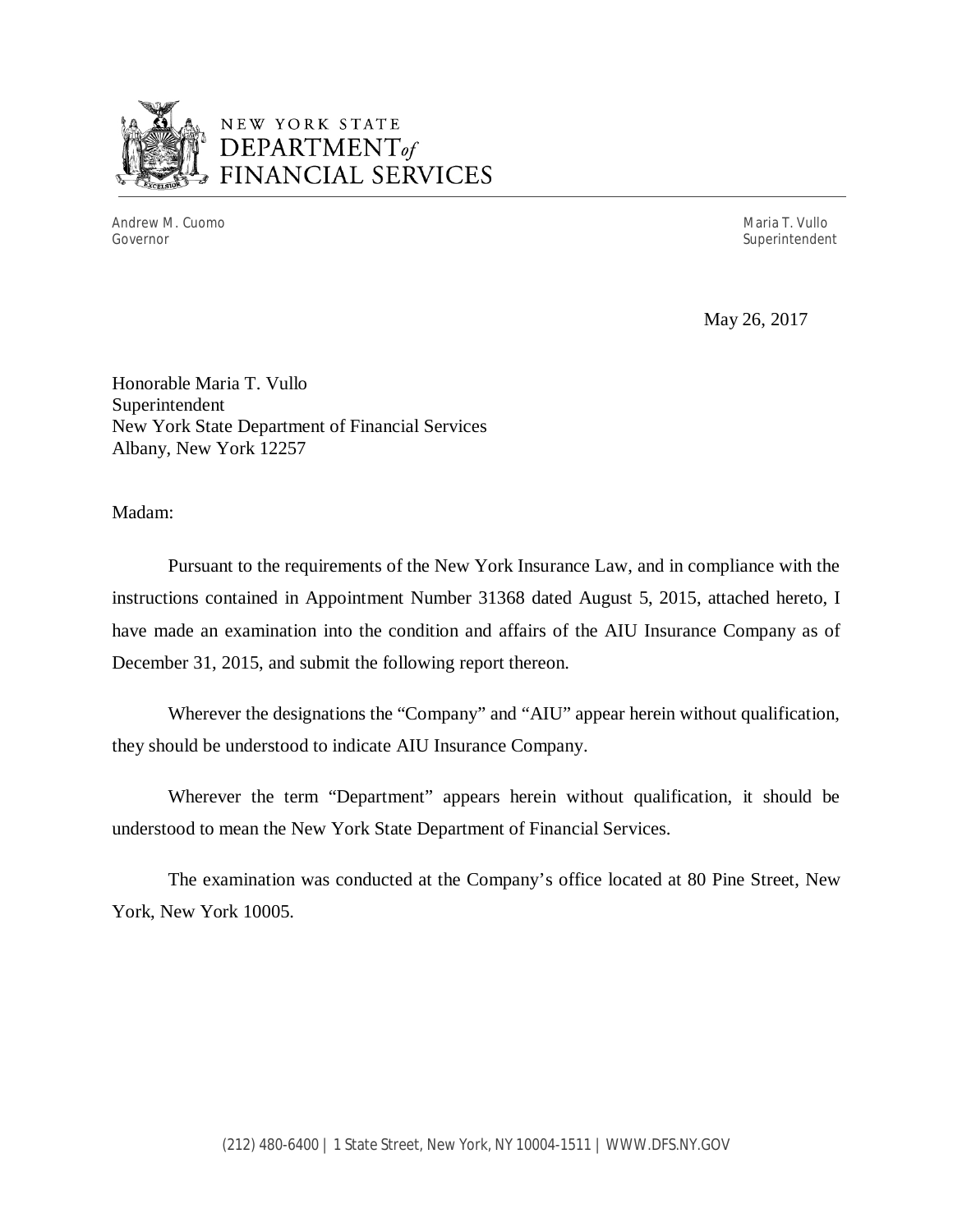NEW YORK STATE
DEPARTMENT *of*
FINANCIAL SERVICES

Andrew M. Cuomo
Governor

Maria T. Vullo
Superintendent

May 26, 2017

Honorable Maria T. Vullo
Superintendent
New York State Department of Financial Services
Albany, New York 12257

Madam:

Pursuant to the requirements of the New York Insurance Law, and in compliance with the instructions contained in Appointment Number 31368 dated August 5, 2015, attached hereto, I have made an examination into the condition and affairs of the AIU Insurance Company as of December 31, 2015, and submit the following report thereon.

Wherever the designations the "Company" and "AIU" appear herein without qualification, they should be understood to indicate AIU Insurance Company.

Wherever the term "Department" appears herein without qualification, it should be understood to mean the New York State Department of Financial Services.

The examination was conducted at the Company's office located at 80 Pine Street, New York, New York 10005.

(212) 480-6400 | 1 State Street, New York, NY 10004-1511 | WWW.DFS.NY.GOV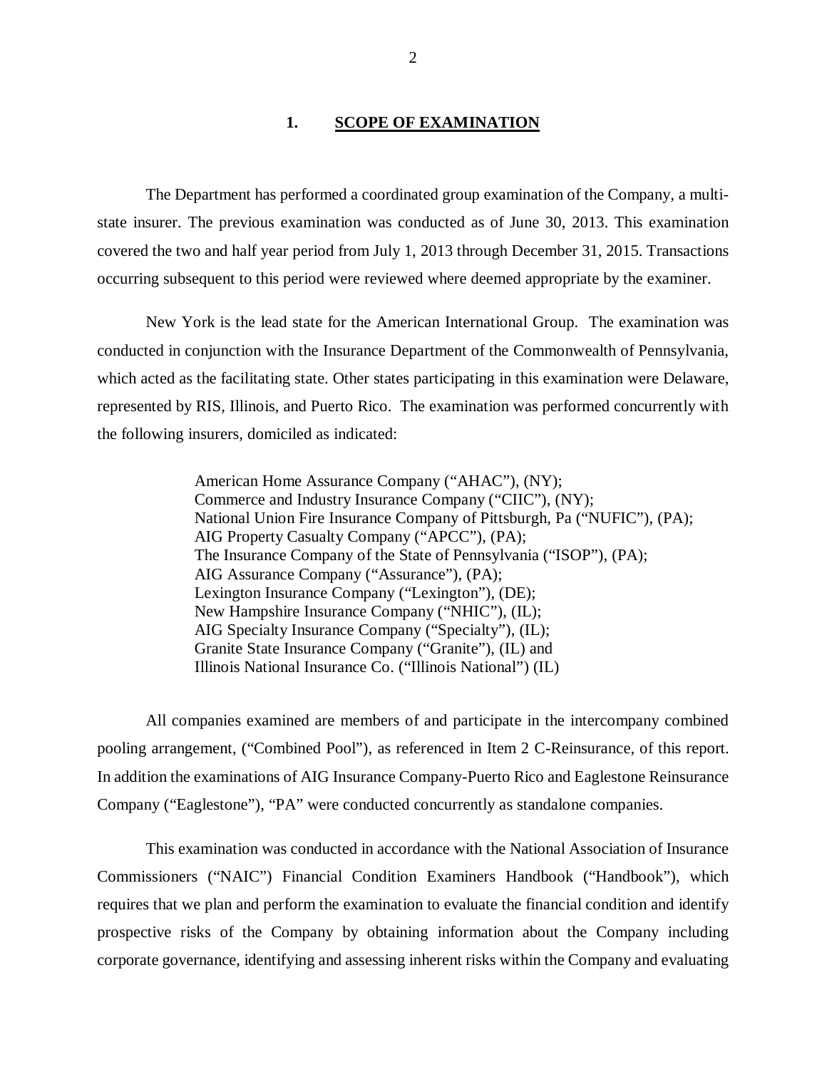## 1. SCOPE OF EXAMINATION

The Department has performed a coordinated group examination of the Company, a multi-state insurer. The previous examination was conducted as of June 30, 2013. This examination covered the two and half year period from July 1, 2013 through December 31, 2015. Transactions occurring subsequent to this period were reviewed where deemed appropriate by the examiner.

New York is the lead state for the American International Group. The examination was conducted in conjunction with the Insurance Department of the Commonwealth of Pennsylvania, which acted as the facilitating state. Other states participating in this examination were Delaware, represented by RIS, Illinois, and Puerto Rico. The examination was performed concurrently with the following insurers, domiciled as indicated:

American Home Assurance Company ("AHAC"), (NY);
Commerce and Industry Insurance Company ("CIIC"), (NY);
National Union Fire Insurance Company of Pittsburgh, Pa ("NUFIC"), (PA);
AIG Property Casualty Company ("APCC"), (PA);
The Insurance Company of the State of Pennsylvania ("ISOP"), (PA);
AIG Assurance Company ("Assurance"), (PA);
Lexington Insurance Company ("Lexington"), (DE);
New Hampshire Insurance Company ("NHIC"), (IL);
AIG Specialty Insurance Company ("Specialty"), (IL);
Granite State Insurance Company ("Granite"), (IL) and
Illinois National Insurance Co. ("Illinois National") (IL)

All companies examined are members of and participate in the intercompany combined pooling arrangement, ("Combined Pool"), as referenced in Item 2 C-Reinsurance, of this report. In addition the examinations of AIG Insurance Company-Puerto Rico and Eaglestone Reinsurance Company ("Eaglestone"), "PA" were conducted concurrently as standalone companies.

This examination was conducted in accordance with the National Association of Insurance Commissioners ("NAIC") Financial Condition Examiners Handbook ("Handbook"), which requires that we plan and perform the examination to evaluate the financial condition and identify prospective risks of the Company by obtaining information about the Company including corporate governance, identifying and assessing inherent risks within the Company and evaluating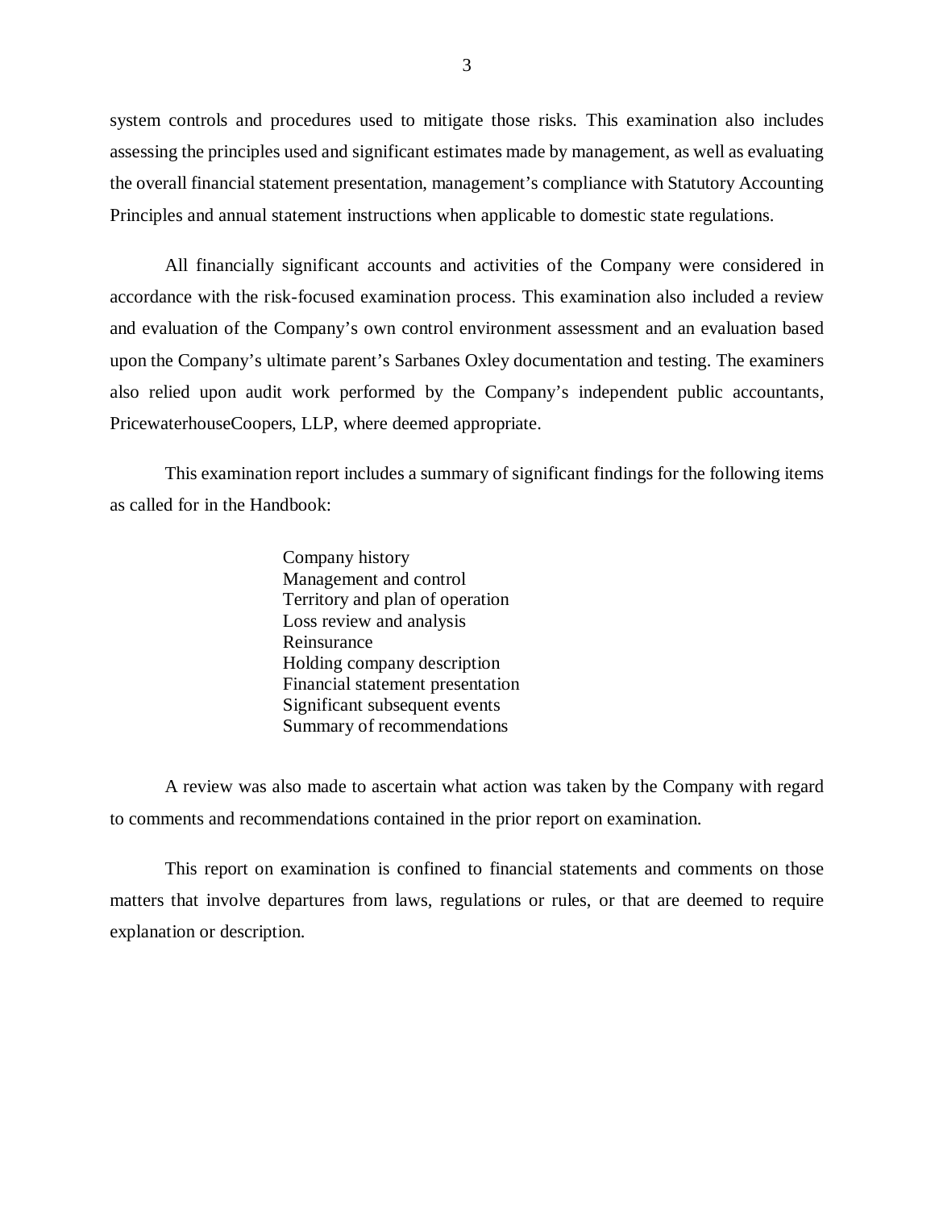system controls and procedures used to mitigate those risks. This examination also includes assessing the principles used and significant estimates made by management, as well as evaluating the overall financial statement presentation, management's compliance with Statutory Accounting Principles and annual statement instructions when applicable to domestic state regulations.

All financially significant accounts and activities of the Company were considered in accordance with the risk-focused examination process. This examination also included a review and evaluation of the Company's own control environment assessment and an evaluation based upon the Company's ultimate parent's Sarbanes Oxley documentation and testing. The examiners also relied upon audit work performed by the Company's independent public accountants, PricewaterhouseCoopers, LLP, where deemed appropriate.

This examination report includes a summary of significant findings for the following items as called for in the Handbook:

- Company history
- Management and control
- Territory and plan of operation
- Loss review and analysis
- Reinsurance
- Holding company description
- Financial statement presentation
- Significant subsequent events
- Summary of recommendations

A review was also made to ascertain what action was taken by the Company with regard to comments and recommendations contained in the prior report on examination.

This report on examination is confined to financial statements and comments on those matters that involve departures from laws, regulations or rules, or that are deemed to require explanation or description.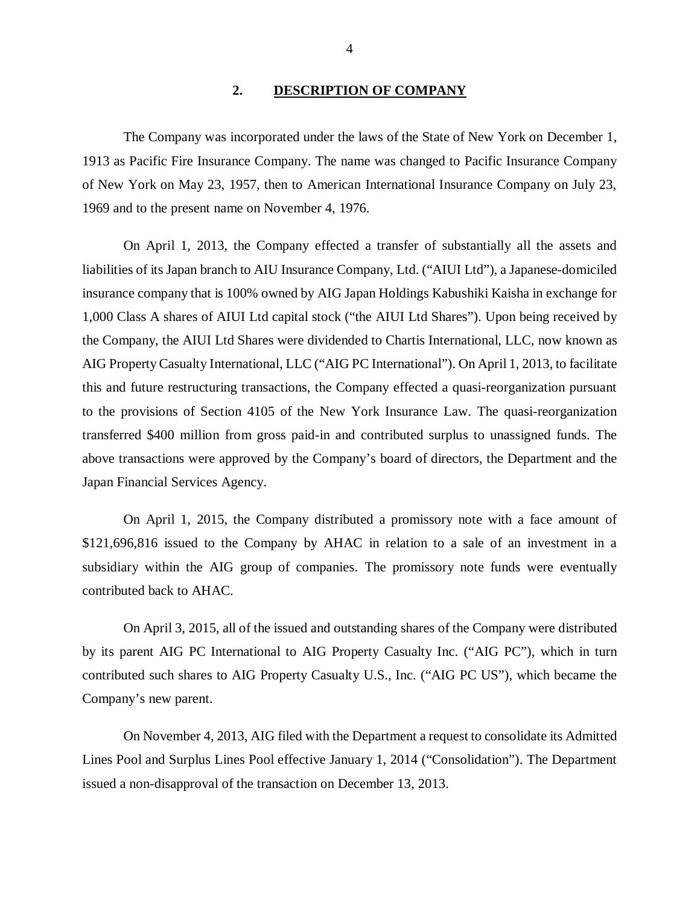## 2. DESCRIPTION OF COMPANY

The Company was incorporated under the laws of the State of New York on December 1, 1913 as Pacific Fire Insurance Company. The name was changed to Pacific Insurance Company of New York on May 23, 1957, then to American International Insurance Company on July 23, 1969 and to the present name on November 4, 1976.

On April 1, 2013, the Company effected a transfer of substantially all the assets and liabilities of its Japan branch to AIU Insurance Company, Ltd. ("AIUI Ltd"), a Japanese-domiciled insurance company that is 100% owned by AIG Japan Holdings Kabushiki Kaisha in exchange for 1,000 Class A shares of AIUI Ltd capital stock ("the AIUI Ltd Shares"). Upon being received by the Company, the AIUI Ltd Shares were dividended to Chartis International, LLC, now known as AIG Property Casualty International, LLC ("AIG PC International"). On April 1, 2013, to facilitate this and future restructuring transactions, the Company effected a quasi-reorganization pursuant to the provisions of Section 4105 of the New York Insurance Law. The quasi-reorganization transferred $400 million from gross paid-in and contributed surplus to unassigned funds. The above transactions were approved by the Company's board of directors, the Department and the Japan Financial Services Agency.

On April 1, 2015, the Company distributed a promissory note with a face amount of $121,696,816 issued to the Company by AHAC in relation to a sale of an investment in a subsidiary within the AIG group of companies. The promissory note funds were eventually contributed back to AHAC.

On April 3, 2015, all of the issued and outstanding shares of the Company were distributed by its parent AIG PC International to AIG Property Casualty Inc. ("AIG PC"), which in turn contributed such shares to AIG Property Casualty U.S., Inc. ("AIG PC US"), which became the Company's new parent.

On November 4, 2013, AIG filed with the Department a request to consolidate its Admitted Lines Pool and Surplus Lines Pool effective January 1, 2014 ("Consolidation"). The Department issued a non-disapproval of the transaction on December 13, 2013.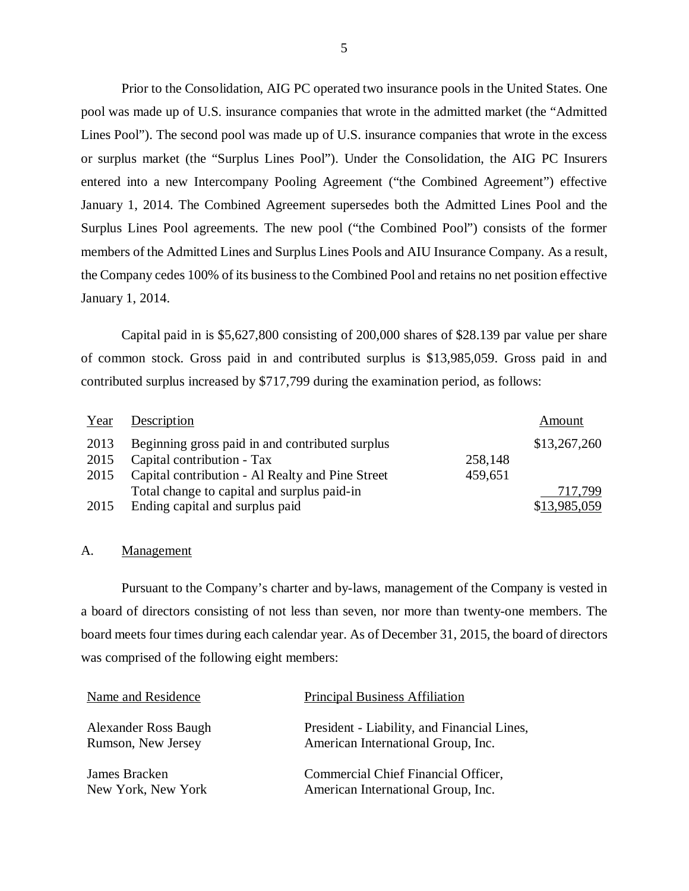Prior to the Consolidation, AIG PC operated two insurance pools in the United States. One pool was made up of U.S. insurance companies that wrote in the admitted market (the "Admitted Lines Pool"). The second pool was made up of U.S. insurance companies that wrote in the excess or surplus market (the "Surplus Lines Pool"). Under the Consolidation, the AIG PC Insurers entered into a new Intercompany Pooling Agreement ("the Combined Agreement") effective January 1, 2014. The Combined Agreement supersedes both the Admitted Lines Pool and the Surplus Lines Pool agreements. The new pool ("the Combined Pool") consists of the former members of the Admitted Lines and Surplus Lines Pools and AIU Insurance Company. As a result, the Company cedes 100% of its business to the Combined Pool and retains no net position effective January 1, 2014.

Capital paid in is $5,627,800 consisting of 200,000 shares of $28.139 par value per share of common stock. Gross paid in and contributed surplus is $13,985,059. Gross paid in and contributed surplus increased by $717,799 during the examination period, as follows:

| Year | Description | | Amount |
|---|---|---|---|
| 2013 | Beginning gross paid in and contributed surplus | | $13,267,260 |
| 2015 | Capital contribution - Tax | 258,148 | |
| 2015 | Capital contribution - Al Realty and Pine Street | 459,651 | |
| | Total change to capital and surplus paid-in | | 717,799 |
| 2015 | Ending capital and surplus paid | | $13,985,059 |

## A. Management

Pursuant to the Company's charter and by-laws, management of the Company is vested in a board of directors consisting of not less than seven, nor more than twenty-one members. The board meets four times during each calendar year. As of December 31, 2015, the board of directors was comprised of the following eight members:

| Name and Residence | Principal Business Affiliation |
|---|---|
| Alexander Ross Baugh<br>Rumson, New Jersey | President - Liability, and Financial Lines,<br>American International Group, Inc. |
| James Bracken<br>New York, New York | Commercial Chief Financial Officer,<br>American International Group, Inc. |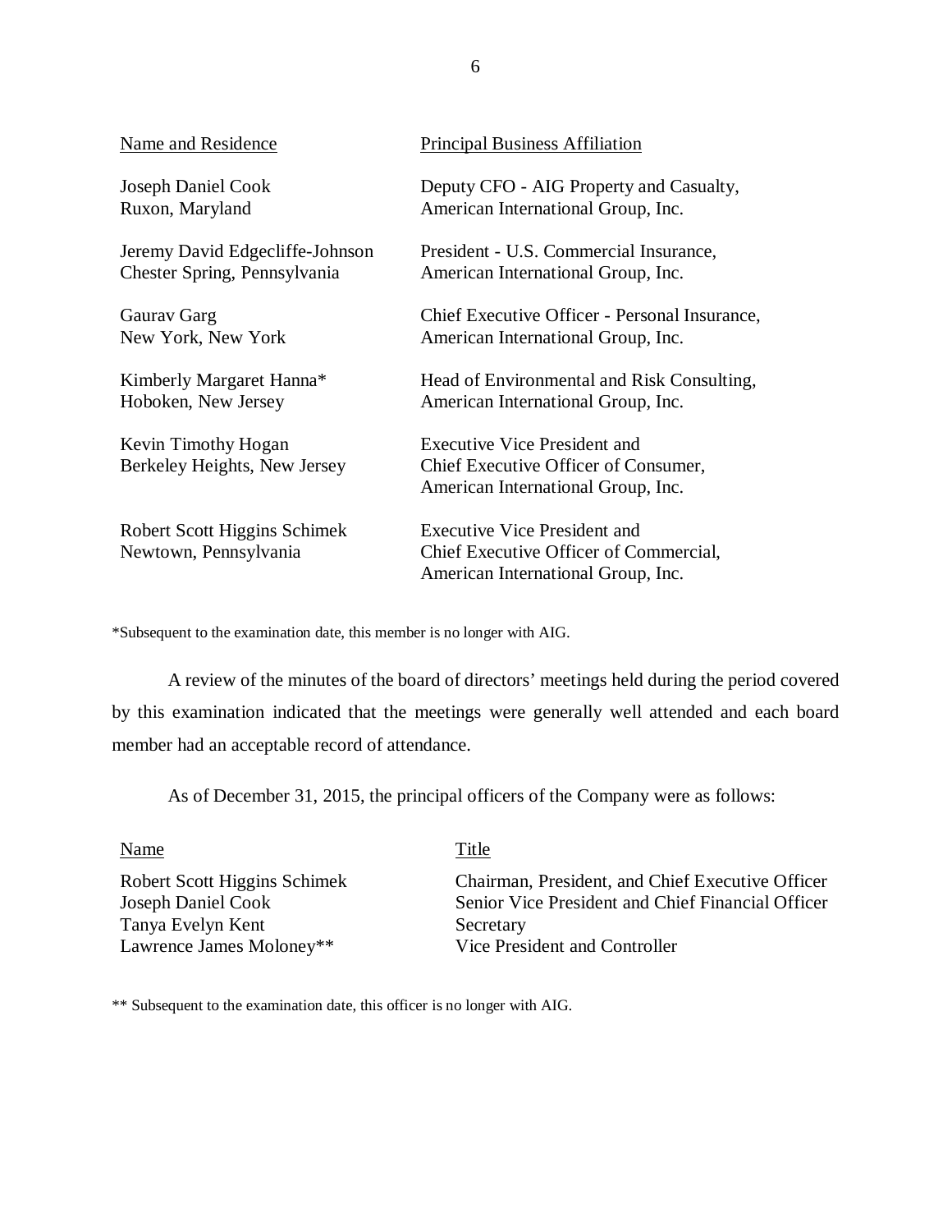| Name and Residence | Principal Business Affiliation |
| --- | --- |
| Joseph Daniel Cook<br>Ruxon, Maryland | Deputy CFO - AIG Property and Casualty,<br>American International Group, Inc. |
| Jeremy David Edgecliffe-Johnson<br>Chester Spring, Pennsylvania | President - U.S. Commercial Insurance,<br>American International Group, Inc. |
| Gaurav Garg<br>New York, New York | Chief Executive Officer - Personal Insurance,<br>American International Group, Inc. |
| Kimberly Margaret Hanna*<br>Hoboken, New Jersey | Head of Environmental and Risk Consulting,<br>American International Group, Inc. |
| Kevin Timothy Hogan<br>Berkeley Heights, New Jersey | Executive Vice President and<br>Chief Executive Officer of Consumer,<br>American International Group, Inc. |
| Robert Scott Higgins Schimek<br>Newtown, Pennsylvania | Executive Vice President and<br>Chief Executive Officer of Commercial,<br>American International Group, Inc. |

*Subsequent to the examination date, this member is no longer with AIG.

A review of the minutes of the board of directors' meetings held during the period covered by this examination indicated that the meetings were generally well attended and each board member had an acceptable record of attendance.

As of December 31, 2015, the principal officers of the Company were as follows:

| Name | Title |
| --- | --- |
| Robert Scott Higgins Schimek | Chairman, President, and Chief Executive Officer |
| Joseph Daniel Cook | Senior Vice President and Chief Financial Officer |
| Tanya Evelyn Kent | Secretary |
| Lawrence James Moloney** | Vice President and Controller |

** Subsequent to the examination date, this officer is no longer with AIG.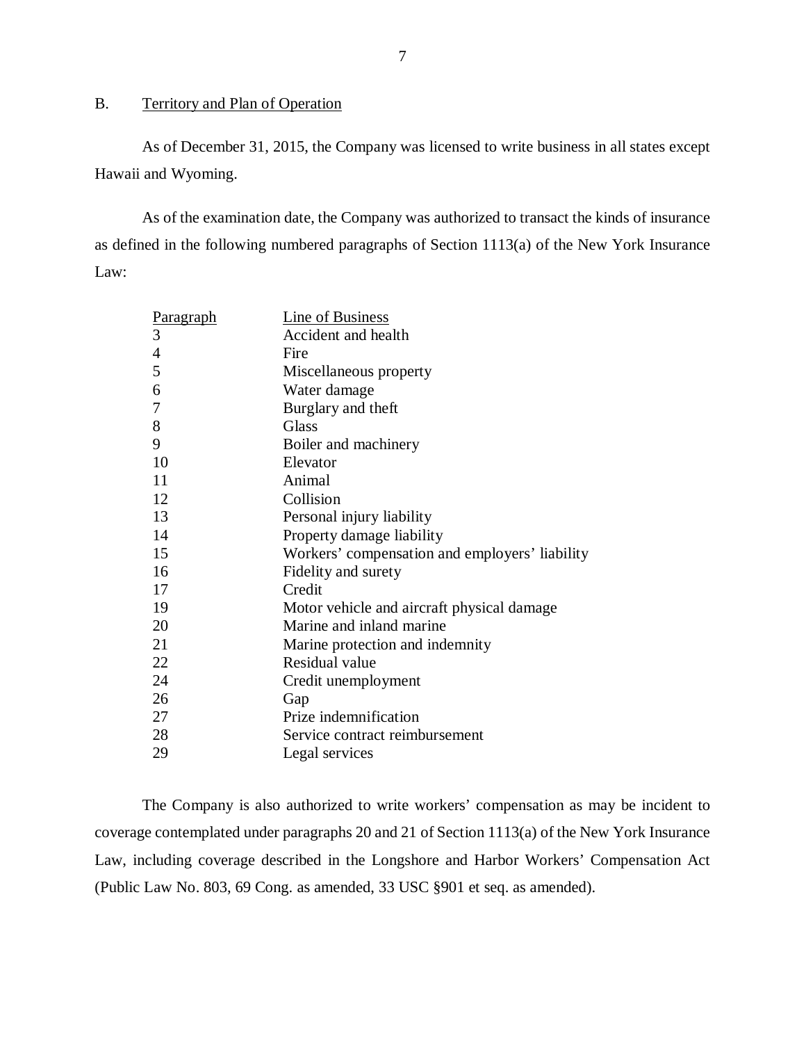## B. Territory and Plan of Operation

As of December 31, 2015, the Company was licensed to write business in all states except Hawaii and Wyoming.

As of the examination date, the Company was authorized to transact the kinds of insurance as defined in the following numbered paragraphs of Section 1113(a) of the New York Insurance Law:

| Paragraph | Line of Business |
| --- | --- |
| 3 | Accident and health |
| 4 | Fire |
| 5 | Miscellaneous property |
| 6 | Water damage |
| 7 | Burglary and theft |
| 8 | Glass |
| 9 | Boiler and machinery |
| 10 | Elevator |
| 11 | Animal |
| 12 | Collision |
| 13 | Personal injury liability |
| 14 | Property damage liability |
| 15 | Workers' compensation and employers' liability |
| 16 | Fidelity and surety |
| 17 | Credit |
| 19 | Motor vehicle and aircraft physical damage |
| 20 | Marine and inland marine |
| 21 | Marine protection and indemnity |
| 22 | Residual value |
| 24 | Credit unemployment |
| 26 | Gap |
| 27 | Prize indemnification |
| 28 | Service contract reimbursement |
| 29 | Legal services |

The Company is also authorized to write workers' compensation as may be incident to coverage contemplated under paragraphs 20 and 21 of Section 1113(a) of the New York Insurance Law, including coverage described in the Longshore and Harbor Workers' Compensation Act (Public Law No. 803, 69 Cong. as amended, 33 USC §901 et seq. as amended).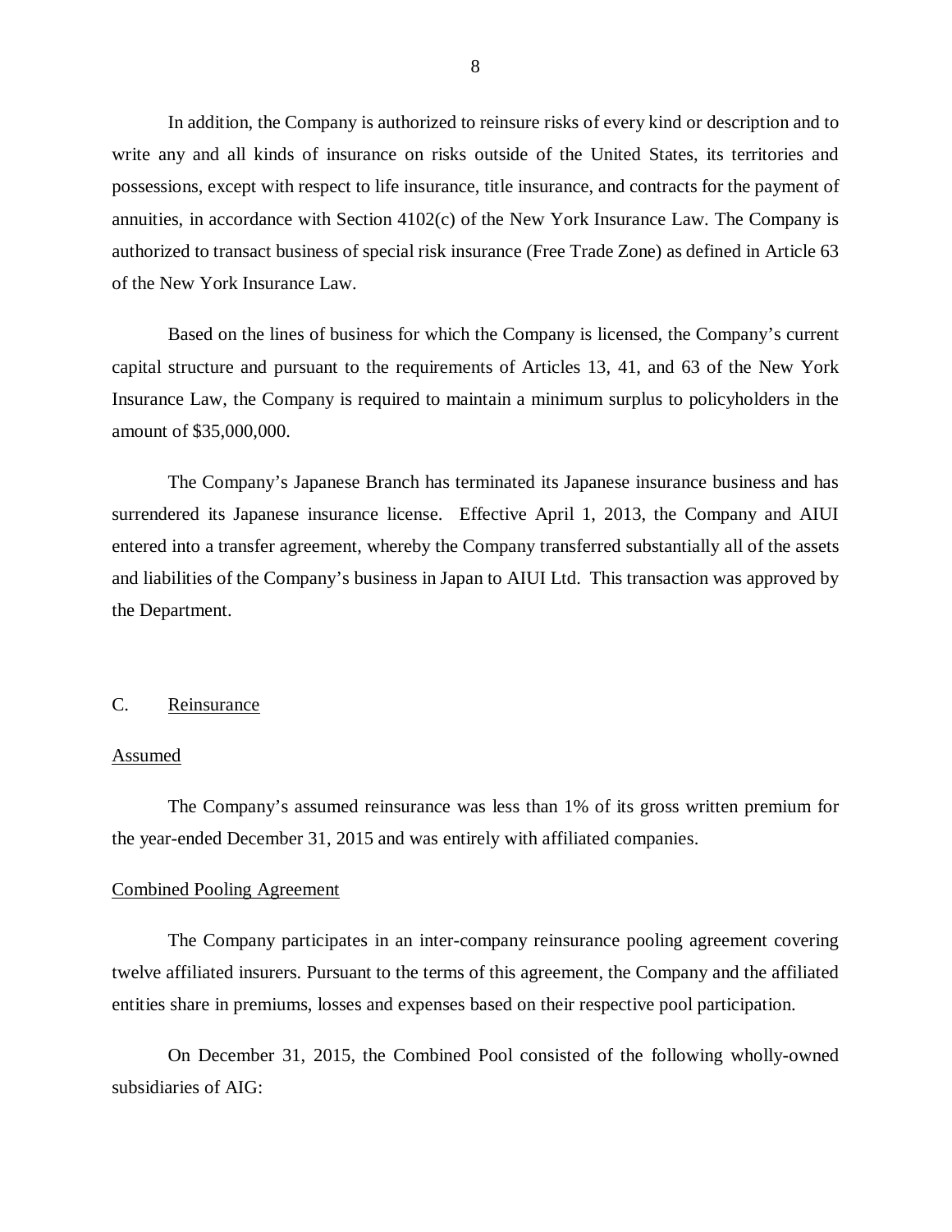In addition, the Company is authorized to reinsure risks of every kind or description and to write any and all kinds of insurance on risks outside of the United States, its territories and possessions, except with respect to life insurance, title insurance, and contracts for the payment of annuities, in accordance with Section 4102(c) of the New York Insurance Law. The Company is authorized to transact business of special risk insurance (Free Trade Zone) as defined in Article 63 of the New York Insurance Law.

Based on the lines of business for which the Company is licensed, the Company's current capital structure and pursuant to the requirements of Articles 13, 41, and 63 of the New York Insurance Law, the Company is required to maintain a minimum surplus to policyholders in the amount of $35,000,000.

The Company's Japanese Branch has terminated its Japanese insurance business and has surrendered its Japanese insurance license. Effective April 1, 2013, the Company and AIUI entered into a transfer agreement, whereby the Company transferred substantially all of the assets and liabilities of the Company's business in Japan to AIUI Ltd. This transaction was approved by the Department.

## C. Reinsurance

### Assumed

The Company's assumed reinsurance was less than 1% of its gross written premium for the year-ended December 31, 2015 and was entirely with affiliated companies.

### Combined Pooling Agreement

The Company participates in an inter-company reinsurance pooling agreement covering twelve affiliated insurers. Pursuant to the terms of this agreement, the Company and the affiliated entities share in premiums, losses and expenses based on their respective pool participation.

On December 31, 2015, the Combined Pool consisted of the following wholly-owned subsidiaries of AIG: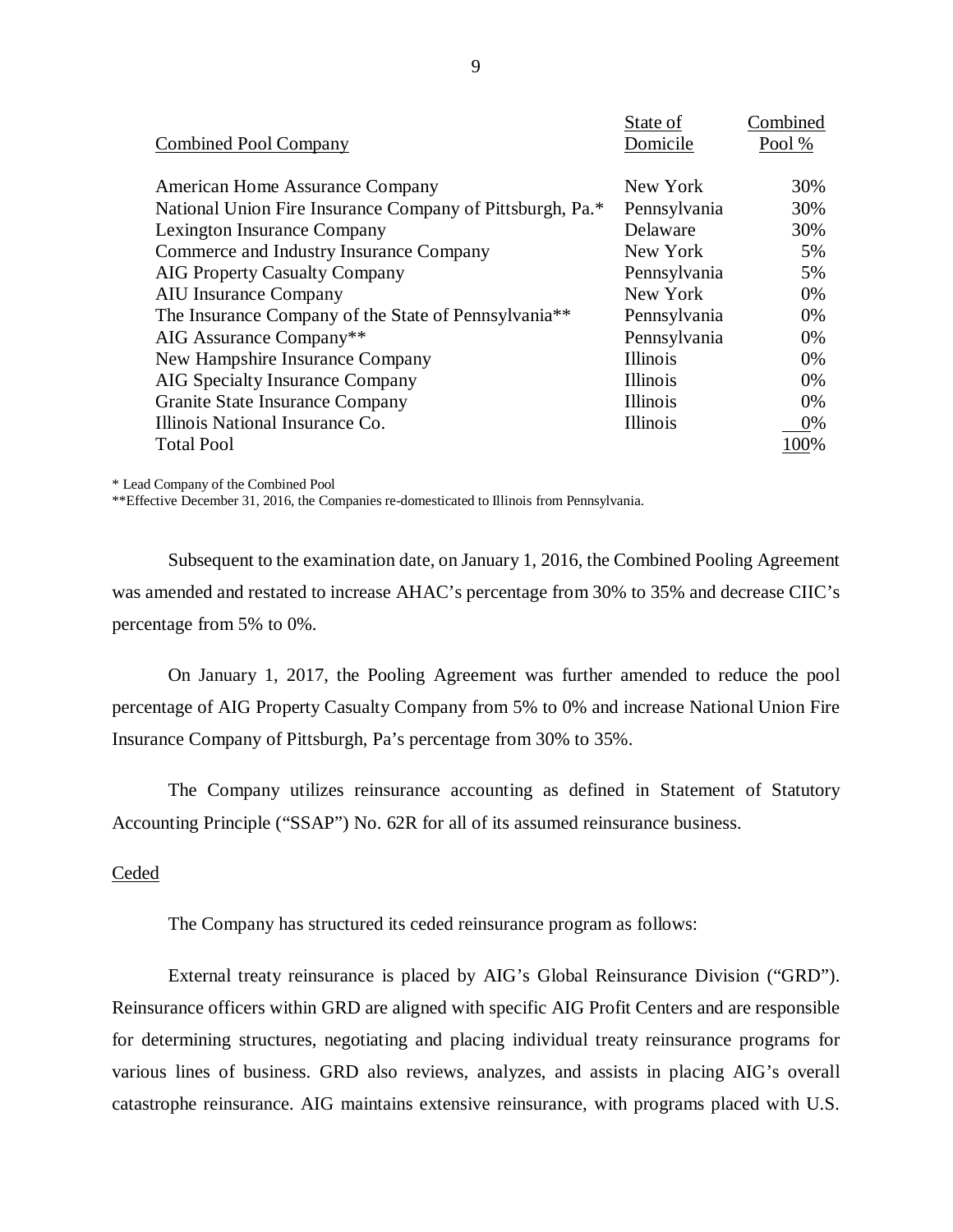| Combined Pool Company | State of Domicile | Combined Pool % |
|---|---|---|
| American Home Assurance Company | New York | 30% |
| National Union Fire Insurance Company of Pittsburgh, Pa.* | Pennsylvania | 30% |
| Lexington Insurance Company | Delaware | 30% |
| Commerce and Industry Insurance Company | New York | 5% |
| AIG Property Casualty Company | Pennsylvania | 5% |
| AIU Insurance Company | New York | 0% |
| The Insurance Company of the State of Pennsylvania** | Pennsylvania | 0% |
| AIG Assurance Company** | Pennsylvania | 0% |
| New Hampshire Insurance Company | Illinois | 0% |
| AIG Specialty Insurance Company | Illinois | 0% |
| Granite State Insurance Company | Illinois | 0% |
| Illinois National Insurance Co. | Illinois | 0% |
| Total Pool | | 100% |

* Lead Company of the Combined Pool

**Effective December 31, 2016, the Companies re-domesticated to Illinois from Pennsylvania.

Subsequent to the examination date, on January 1, 2016, the Combined Pooling Agreement was amended and restated to increase AHAC's percentage from 30% to 35% and decrease CIIC's percentage from 5% to 0%.

On January 1, 2017, the Pooling Agreement was further amended to reduce the pool percentage of AIG Property Casualty Company from 5% to 0% and increase National Union Fire Insurance Company of Pittsburgh, Pa's percentage from 30% to 35%.

The Company utilizes reinsurance accounting as defined in Statement of Statutory Accounting Principle ("SSAP") No. 62R for all of its assumed reinsurance business.

Ceded

The Company has structured its ceded reinsurance program as follows:

External treaty reinsurance is placed by AIG's Global Reinsurance Division ("GRD"). Reinsurance officers within GRD are aligned with specific AIG Profit Centers and are responsible for determining structures, negotiating and placing individual treaty reinsurance programs for various lines of business. GRD also reviews, analyzes, and assists in placing AIG's overall catastrophe reinsurance. AIG maintains extensive reinsurance, with programs placed with U.S.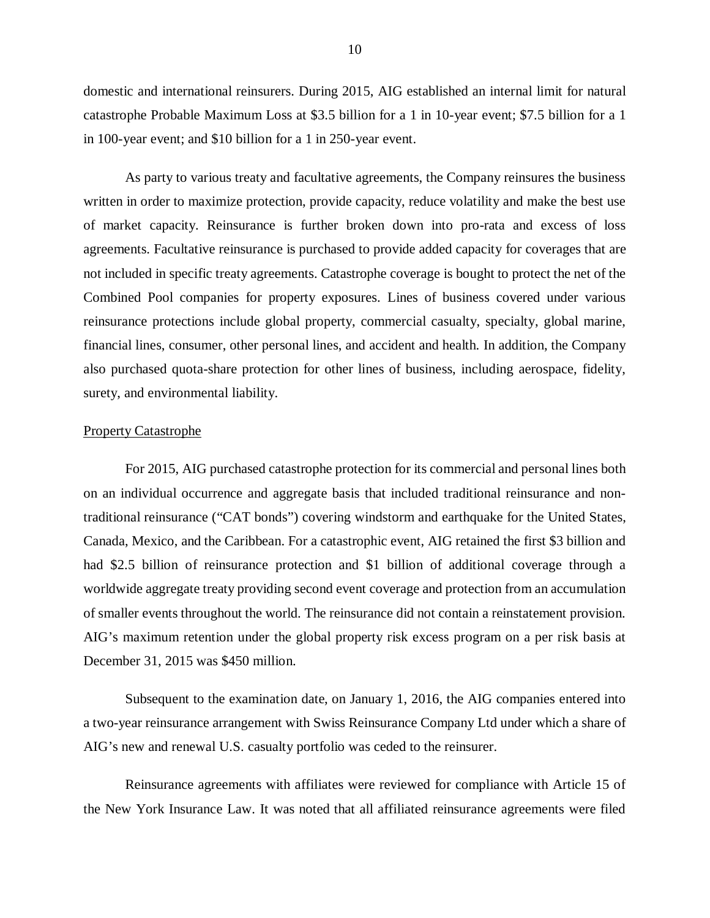domestic and international reinsurers. During 2015, AIG established an internal limit for natural catastrophe Probable Maximum Loss at $3.5 billion for a 1 in 10-year event; $7.5 billion for a 1 in 100-year event; and $10 billion for a 1 in 250-year event.

As party to various treaty and facultative agreements, the Company reinsures the business written in order to maximize protection, provide capacity, reduce volatility and make the best use of market capacity. Reinsurance is further broken down into pro-rata and excess of loss agreements. Facultative reinsurance is purchased to provide added capacity for coverages that are not included in specific treaty agreements. Catastrophe coverage is bought to protect the net of the Combined Pool companies for property exposures. Lines of business covered under various reinsurance protections include global property, commercial casualty, specialty, global marine, financial lines, consumer, other personal lines, and accident and health. In addition, the Company also purchased quota-share protection for other lines of business, including aerospace, fidelity, surety, and environmental liability.

Property Catastrophe

For 2015, AIG purchased catastrophe protection for its commercial and personal lines both on an individual occurrence and aggregate basis that included traditional reinsurance and non-traditional reinsurance ("CAT bonds") covering windstorm and earthquake for the United States, Canada, Mexico, and the Caribbean. For a catastrophic event, AIG retained the first $3 billion and had $2.5 billion of reinsurance protection and $1 billion of additional coverage through a worldwide aggregate treaty providing second event coverage and protection from an accumulation of smaller events throughout the world. The reinsurance did not contain a reinstatement provision. AIG's maximum retention under the global property risk excess program on a per risk basis at December 31, 2015 was $450 million.

Subsequent to the examination date, on January 1, 2016, the AIG companies entered into a two-year reinsurance arrangement with Swiss Reinsurance Company Ltd under which a share of AIG's new and renewal U.S. casualty portfolio was ceded to the reinsurer.

Reinsurance agreements with affiliates were reviewed for compliance with Article 15 of the New York Insurance Law. It was noted that all affiliated reinsurance agreements were filed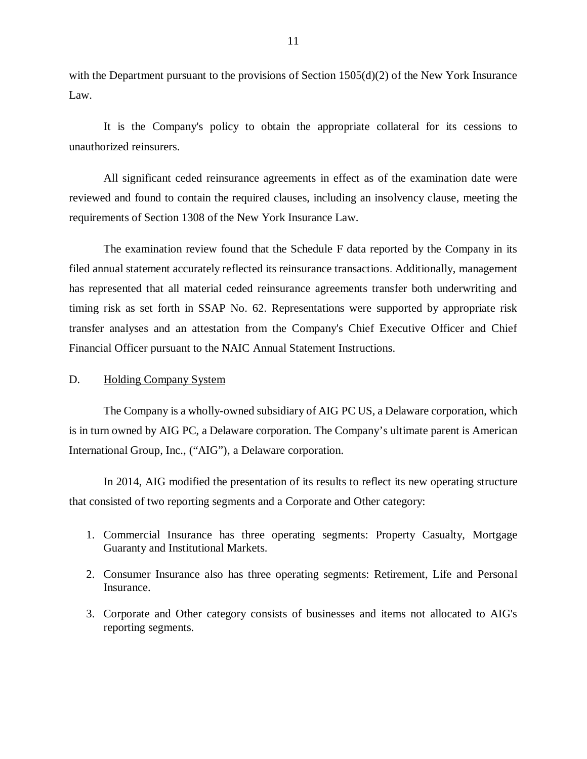with the Department pursuant to the provisions of Section 1505(d)(2) of the New York Insurance Law.

It is the Company's policy to obtain the appropriate collateral for its cessions to unauthorized reinsurers.

All significant ceded reinsurance agreements in effect as of the examination date were reviewed and found to contain the required clauses, including an insolvency clause, meeting the requirements of Section 1308 of the New York Insurance Law.

The examination review found that the Schedule F data reported by the Company in its filed annual statement accurately reflected its reinsurance transactions. Additionally, management has represented that all material ceded reinsurance agreements transfer both underwriting and timing risk as set forth in SSAP No. 62. Representations were supported by appropriate risk transfer analyses and an attestation from the Company's Chief Executive Officer and Chief Financial Officer pursuant to the NAIC Annual Statement Instructions.

## D. Holding Company System

The Company is a wholly-owned subsidiary of AIG PC US, a Delaware corporation, which is in turn owned by AIG PC, a Delaware corporation. The Company's ultimate parent is American International Group, Inc., ("AIG"), a Delaware corporation.

In 2014, AIG modified the presentation of its results to reflect its new operating structure that consisted of two reporting segments and a Corporate and Other category:

1. Commercial Insurance has three operating segments: Property Casualty, Mortgage Guaranty and Institutional Markets.
2. Consumer Insurance also has three operating segments: Retirement, Life and Personal Insurance.
3. Corporate and Other category consists of businesses and items not allocated to AIG's reporting segments.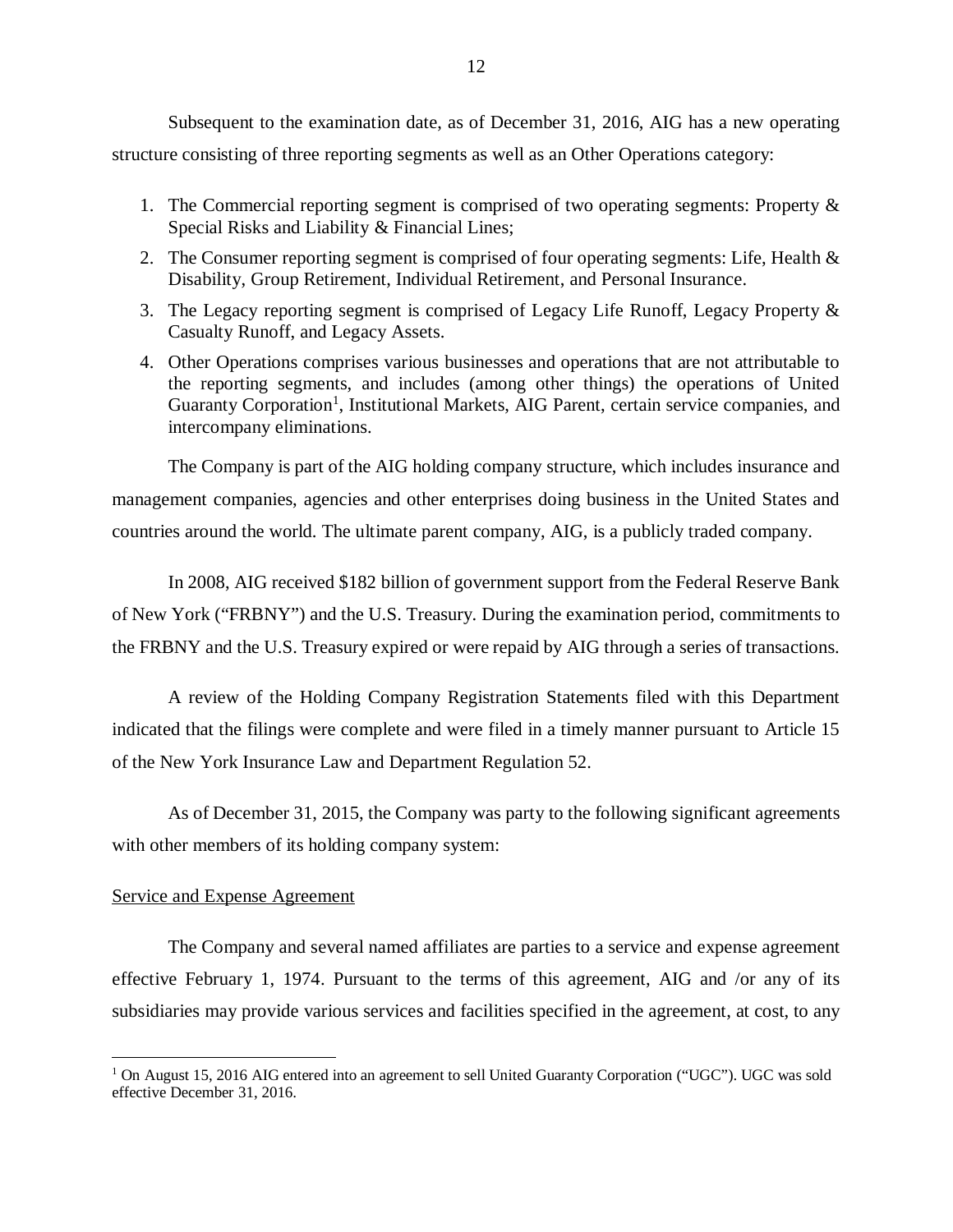Subsequent to the examination date, as of December 31, 2016, AIG has a new operating structure consisting of three reporting segments as well as an Other Operations category:

1. The Commercial reporting segment is comprised of two operating segments: Property & Special Risks and Liability & Financial Lines;
2. The Consumer reporting segment is comprised of four operating segments: Life, Health & Disability, Group Retirement, Individual Retirement, and Personal Insurance.
3. The Legacy reporting segment is comprised of Legacy Life Runoff, Legacy Property & Casualty Runoff, and Legacy Assets.
4. Other Operations comprises various businesses and operations that are not attributable to the reporting segments, and includes (among other things) the operations of United Guaranty Corporation[1], Institutional Markets, AIG Parent, certain service companies, and intercompany eliminations.

The Company is part of the AIG holding company structure, which includes insurance and management companies, agencies and other enterprises doing business in the United States and countries around the world. The ultimate parent company, AIG, is a publicly traded company.

In 2008, AIG received $182 billion of government support from the Federal Reserve Bank of New York ("FRBNY") and the U.S. Treasury. During the examination period, commitments to the FRBNY and the U.S. Treasury expired or were repaid by AIG through a series of transactions.

A review of the Holding Company Registration Statements filed with this Department indicated that the filings were complete and were filed in a timely manner pursuant to Article 15 of the New York Insurance Law and Department Regulation 52.

As of December 31, 2015, the Company was party to the following significant agreements with other members of its holding company system:

Service and Expense Agreement

The Company and several named affiliates are parties to a service and expense agreement effective February 1, 1974. Pursuant to the terms of this agreement, AIG and /or any of its subsidiaries may provide various services and facilities specified in the agreement, at cost, to any

[1] On August 15, 2016 AIG entered into an agreement to sell United Guaranty Corporation ("UGC"). UGC was sold effective December 31, 2016.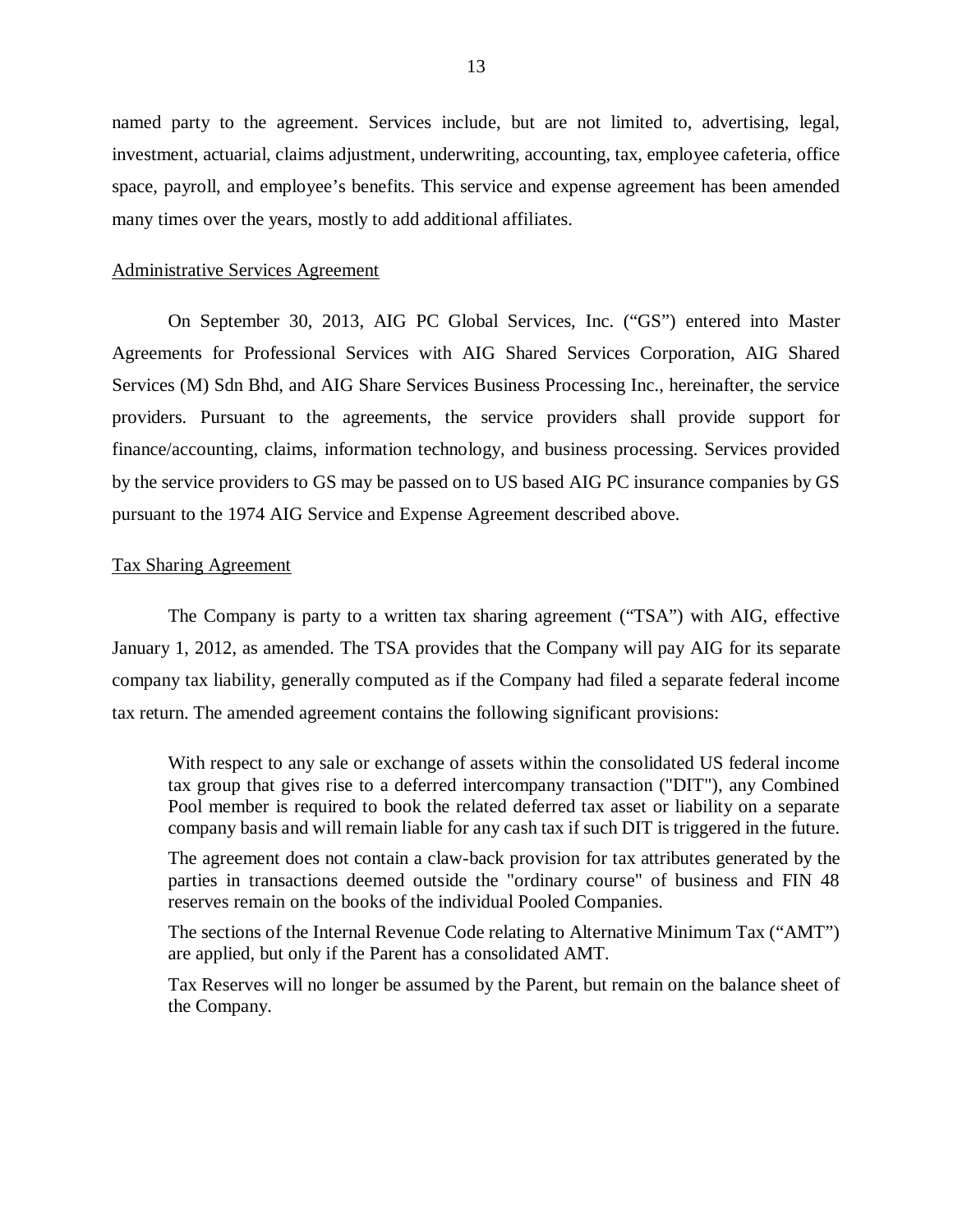named party to the agreement. Services include, but are not limited to, advertising, legal, investment, actuarial, claims adjustment, underwriting, accounting, tax, employee cafeteria, office space, payroll, and employee's benefits. This service and expense agreement has been amended many times over the years, mostly to add additional affiliates.

Administrative Services Agreement

On September 30, 2013, AIG PC Global Services, Inc. ("GS") entered into Master Agreements for Professional Services with AIG Shared Services Corporation, AIG Shared Services (M) Sdn Bhd, and AIG Share Services Business Processing Inc., hereinafter, the service providers. Pursuant to the agreements, the service providers shall provide support for finance/accounting, claims, information technology, and business processing. Services provided by the service providers to GS may be passed on to US based AIG PC insurance companies by GS pursuant to the 1974 AIG Service and Expense Agreement described above.

Tax Sharing Agreement

The Company is party to a written tax sharing agreement ("TSA") with AIG, effective January 1, 2012, as amended. The TSA provides that the Company will pay AIG for its separate company tax liability, generally computed as if the Company had filed a separate federal income tax return. The amended agreement contains the following significant provisions:

> With respect to any sale or exchange of assets within the consolidated US federal income tax group that gives rise to a deferred intercompany transaction ("DIT"), any Combined Pool member is required to book the related deferred tax asset or liability on a separate company basis and will remain liable for any cash tax if such DIT is triggered in the future.
>
> The agreement does not contain a claw-back provision for tax attributes generated by the parties in transactions deemed outside the "ordinary course" of business and FIN 48 reserves remain on the books of the individual Pooled Companies.
>
> The sections of the Internal Revenue Code relating to Alternative Minimum Tax ("AMT") are applied, but only if the Parent has a consolidated AMT.
>
> Tax Reserves will no longer be assumed by the Parent, but remain on the balance sheet of the Company.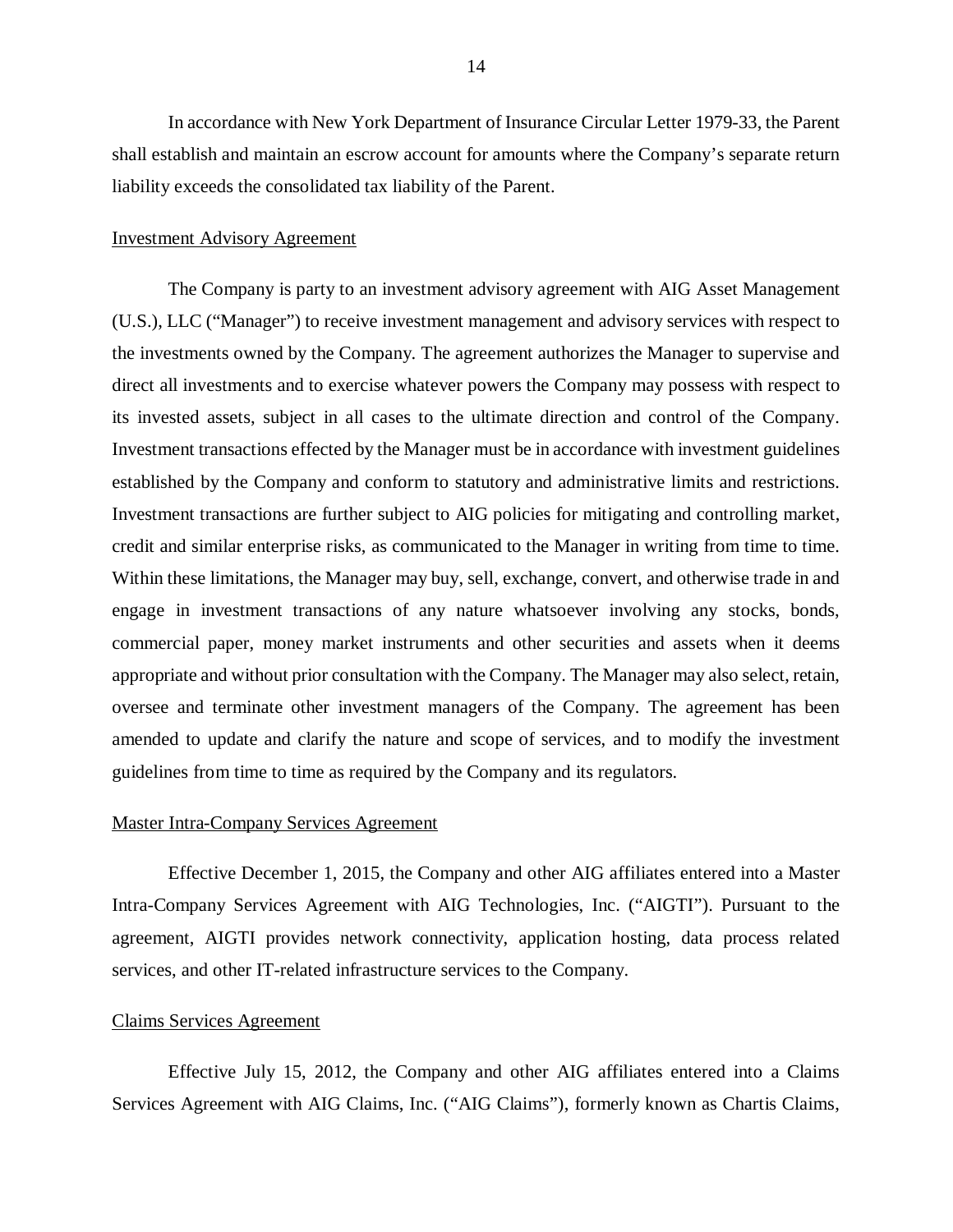In accordance with New York Department of Insurance Circular Letter 1979-33, the Parent shall establish and maintain an escrow account for amounts where the Company's separate return liability exceeds the consolidated tax liability of the Parent.

Investment Advisory Agreement

The Company is party to an investment advisory agreement with AIG Asset Management (U.S.), LLC ("Manager") to receive investment management and advisory services with respect to the investments owned by the Company. The agreement authorizes the Manager to supervise and direct all investments and to exercise whatever powers the Company may possess with respect to its invested assets, subject in all cases to the ultimate direction and control of the Company. Investment transactions effected by the Manager must be in accordance with investment guidelines established by the Company and conform to statutory and administrative limits and restrictions. Investment transactions are further subject to AIG policies for mitigating and controlling market, credit and similar enterprise risks, as communicated to the Manager in writing from time to time. Within these limitations, the Manager may buy, sell, exchange, convert, and otherwise trade in and engage in investment transactions of any nature whatsoever involving any stocks, bonds, commercial paper, money market instruments and other securities and assets when it deems appropriate and without prior consultation with the Company. The Manager may also select, retain, oversee and terminate other investment managers of the Company. The agreement has been amended to update and clarify the nature and scope of services, and to modify the investment guidelines from time to time as required by the Company and its regulators.

Master Intra-Company Services Agreement

Effective December 1, 2015, the Company and other AIG affiliates entered into a Master Intra-Company Services Agreement with AIG Technologies, Inc. ("AIGTI"). Pursuant to the agreement, AIGTI provides network connectivity, application hosting, data process related services, and other IT-related infrastructure services to the Company.

Claims Services Agreement

Effective July 15, 2012, the Company and other AIG affiliates entered into a Claims Services Agreement with AIG Claims, Inc. ("AIG Claims"), formerly known as Chartis Claims,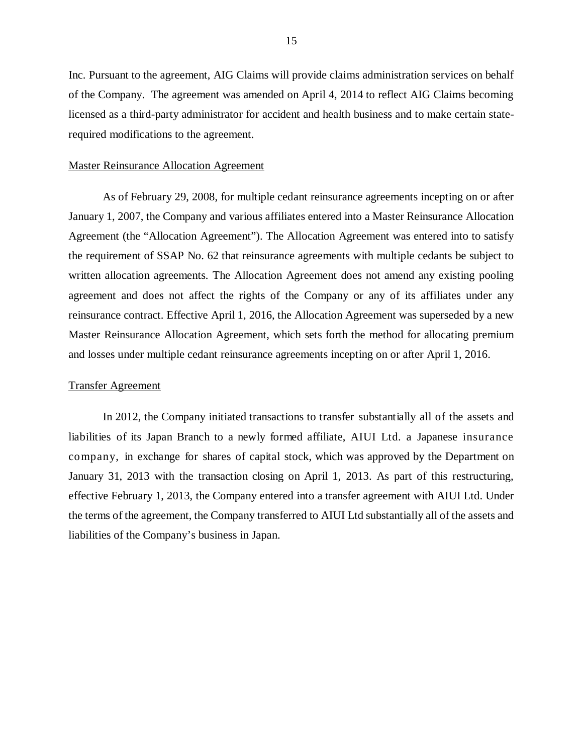Inc. Pursuant to the agreement, AIG Claims will provide claims administration services on behalf of the Company. The agreement was amended on April 4, 2014 to reflect AIG Claims becoming licensed as a third-party administrator for accident and health business and to make certain state-required modifications to the agreement.

Master Reinsurance Allocation Agreement

As of February 29, 2008, for multiple cedant reinsurance agreements incepting on or after January 1, 2007, the Company and various affiliates entered into a Master Reinsurance Allocation Agreement (the "Allocation Agreement"). The Allocation Agreement was entered into to satisfy the requirement of SSAP No. 62 that reinsurance agreements with multiple cedants be subject to written allocation agreements. The Allocation Agreement does not amend any existing pooling agreement and does not affect the rights of the Company or any of its affiliates under any reinsurance contract. Effective April 1, 2016, the Allocation Agreement was superseded by a new Master Reinsurance Allocation Agreement, which sets forth the method for allocating premium and losses under multiple cedant reinsurance agreements incepting on or after April 1, 2016.

Transfer Agreement

In 2012, the Company initiated transactions to transfer substantially all of the assets and liabilities of its Japan Branch to a newly formed affiliate, AIUI Ltd. a Japanese insurance company, in exchange for shares of capital stock, which was approved by the Department on January 31, 2013 with the transaction closing on April 1, 2013. As part of this restructuring, effective February 1, 2013, the Company entered into a transfer agreement with AIUI Ltd. Under the terms of the agreement, the Company transferred to AIUI Ltd substantially all of the assets and liabilities of the Company's business in Japan.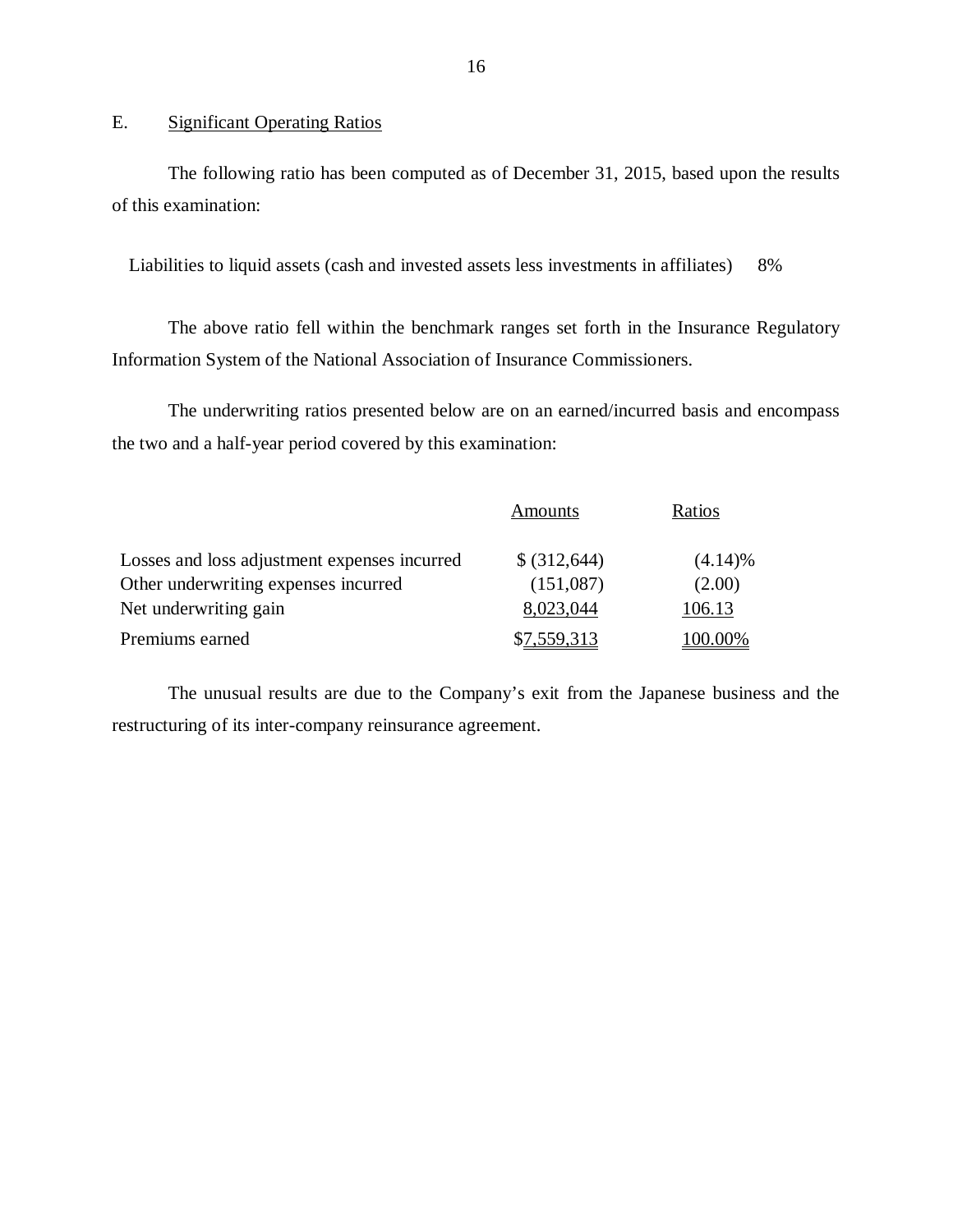## E. Significant Operating Ratios

The following ratio has been computed as of December 31, 2015, based upon the results of this examination:

| | |
|---|---|
| Liabilities to liquid assets (cash and invested assets less investments in affiliates) | 8% |

The above ratio fell within the benchmark ranges set forth in the Insurance Regulatory Information System of the National Association of Insurance Commissioners.

The underwriting ratios presented below are on an earned/incurred basis and encompass the two and a half-year period covered by this examination:

| | Amounts | Ratios |
|---|---|---|
| Losses and loss adjustment expenses incurred | $ (312,644) | (4.14)% |
| Other underwriting expenses incurred | (151,087) | (2.00) |
| Net underwriting gain | 8,023,044 | 106.13 |
| Premiums earned | $7,559,313 | 100.00% |

The unusual results are due to the Company's exit from the Japanese business and the restructuring of its inter-company reinsurance agreement.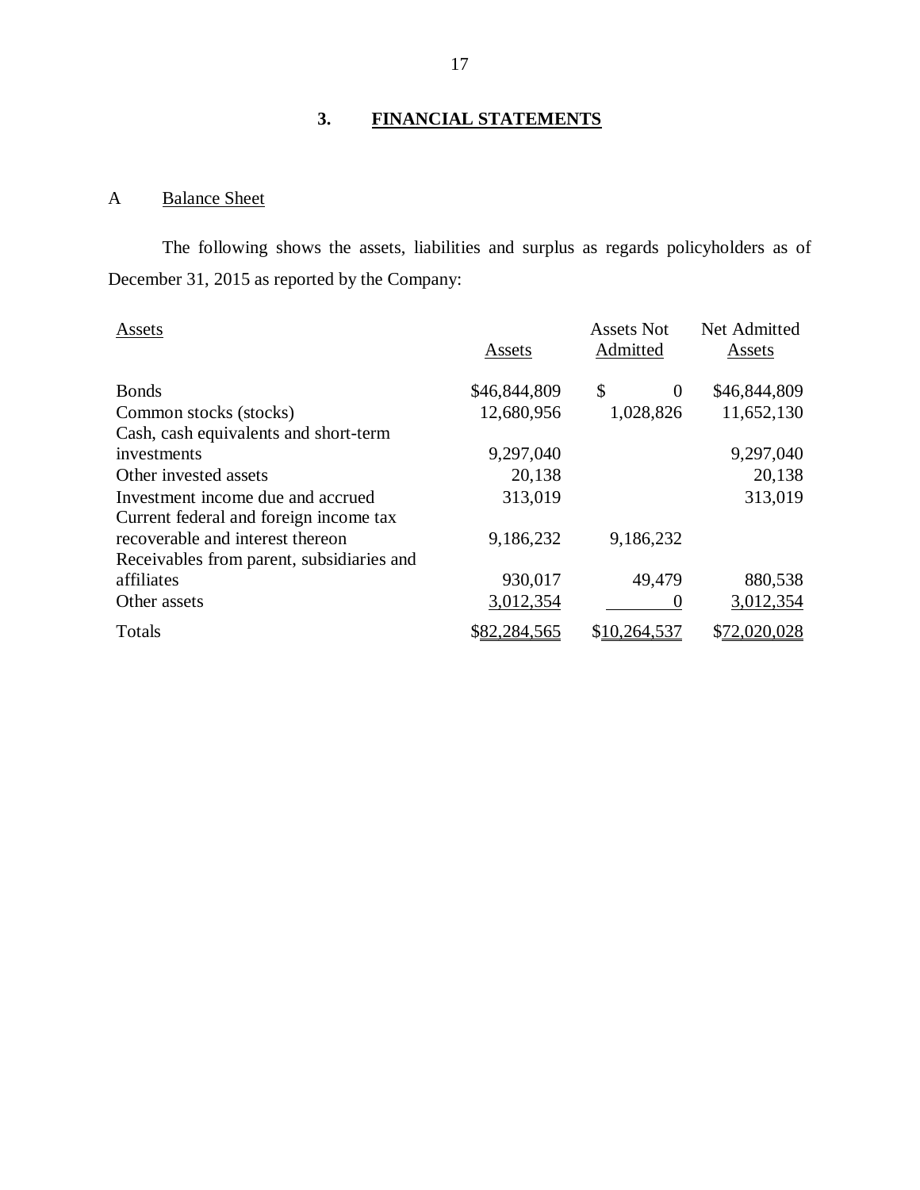## 3. FINANCIAL STATEMENTS

### A Balance Sheet

The following shows the assets, liabilities and surplus as regards policyholders as of December 31, 2015 as reported by the Company:

| Assets | Assets | Assets Not Admitted | Net Admitted Assets |
|---|---|---|---|
| Bonds | $46,844,809 | $ 0 | $46,844,809 |
| Common stocks (stocks) | 12,680,956 | 1,028,826 | 11,652,130 |
| Cash, cash equivalents and short-term investments | 9,297,040 | | 9,297,040 |
| Other invested assets | 20,138 | | 20,138 |
| Investment income due and accrued | 313,019 | | 313,019 |
| Current federal and foreign income tax recoverable and interest thereon | 9,186,232 | 9,186,232 | |
| Receivables from parent, subsidiaries and affiliates | 930,017 | 49,479 | 880,538 |
| Other assets | 3,012,354 | 0 | 3,012,354 |
| Totals | $82,284,565 | $10,264,537 | $72,020,028 |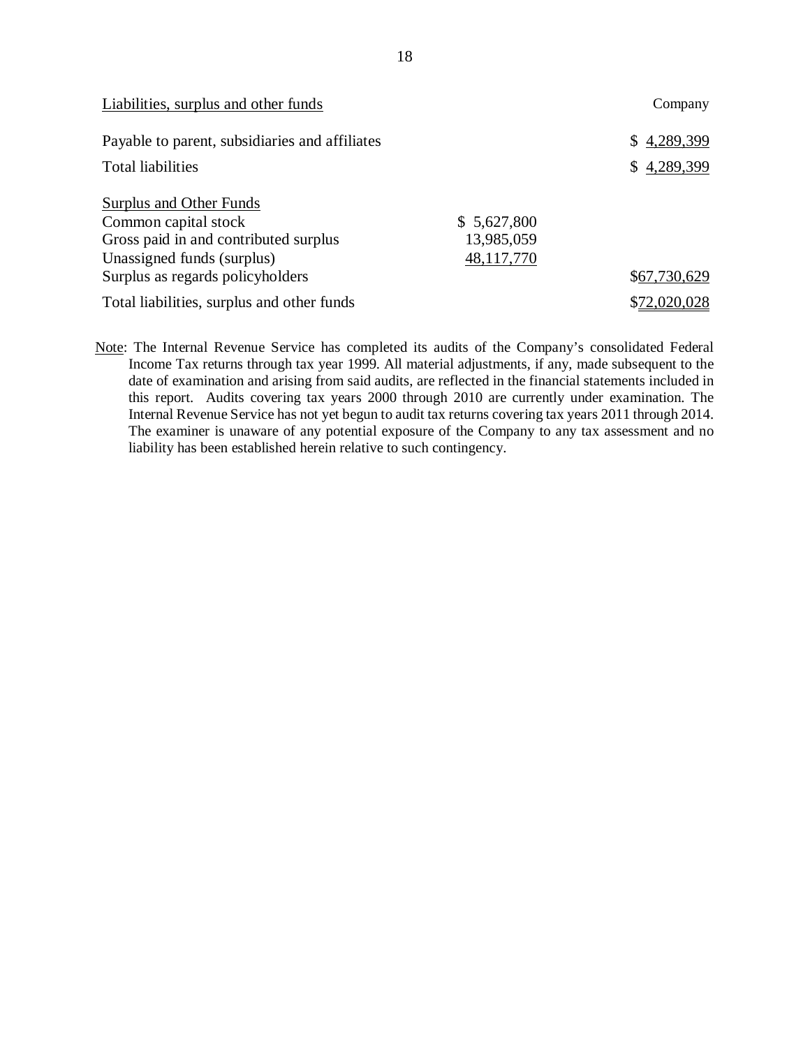| Liabilities, surplus and other funds | | Company |
|---|---|---|
| Payable to parent, subsidiaries and affiliates | | $ 4,289,399 |
| Total liabilities | | $ 4,289,399 |
| Surplus and Other Funds | | |
| Common capital stock | $ 5,627,800 | |
| Gross paid in and contributed surplus | 13,985,059 | |
| Unassigned funds (surplus) | 48,117,770 | |
| Surplus as regards policyholders | | $67,730,629 |
| Total liabilities, surplus and other funds | | $72,020,028 |

Note: The Internal Revenue Service has completed its audits of the Company's consolidated Federal Income Tax returns through tax year 1999. All material adjustments, if any, made subsequent to the date of examination and arising from said audits, are reflected in the financial statements included in this report. Audits covering tax years 2000 through 2010 are currently under examination. The Internal Revenue Service has not yet begun to audit tax returns covering tax years 2011 through 2014. The examiner is unaware of any potential exposure of the Company to any tax assessment and no liability has been established herein relative to such contingency.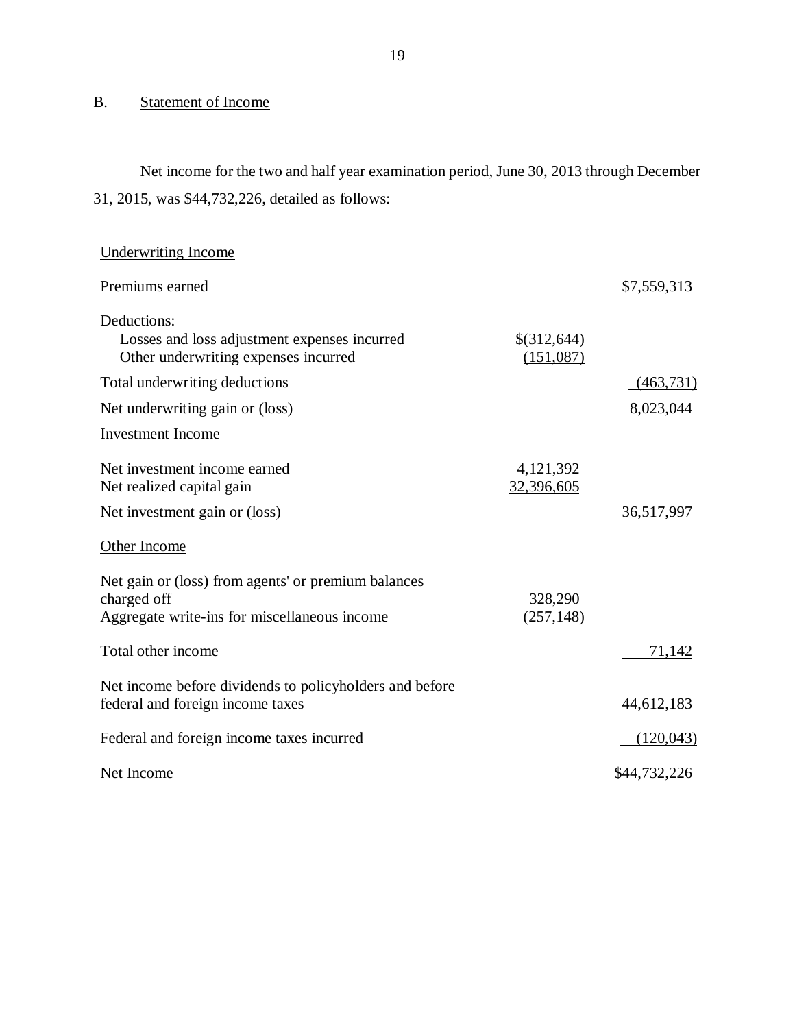## B. Statement of Income

Net income for the two and half year examination period, June 30, 2013 through December 31, 2015, was $44,732,226, detailed as follows:

| | | |
|---|---|---|
| Underwriting Income | | |
| Premiums earned | | $7,559,313 |
| Deductions: | | |
| Losses and loss adjustment expenses incurred | $(312,644) | |
| Other underwriting expenses incurred | (151,087) | |
| Total underwriting deductions | | (463,731) |
| Net underwriting gain or (loss) | | 8,023,044 |
| Investment Income | | |
| Net investment income earned | 4,121,392 | |
| Net realized capital gain | 32,396,605 | |
| Net investment gain or (loss) | | 36,517,997 |
| Other Income | | |
| Net gain or (loss) from agents' or premium balances charged off | 328,290 | |
| Aggregate write-ins for miscellaneous income | (257,148) | |
| Total other income | | 71,142 |
| Net income before dividends to policyholders and before federal and foreign income taxes | | 44,612,183 |
| Federal and foreign income taxes incurred | | (120,043) |
| Net Income | | $44,732,226 |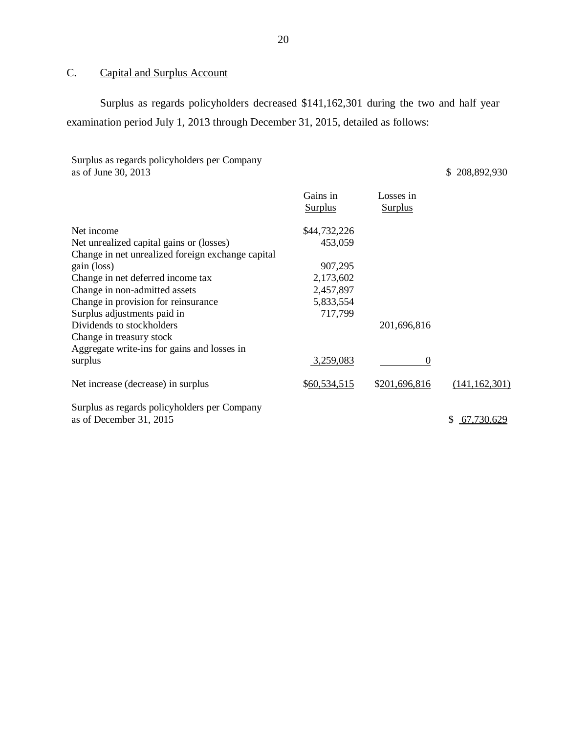## C. Capital and Surplus Account

Surplus as regards policyholders decreased $141,162,301 during the two and half year examination period July 1, 2013 through December 31, 2015, detailed as follows:

| | Gains in Surplus | Losses in Surplus | |
|---|---|---|---|
| Surplus as regards policyholders per Company as of June 30, 2013 | | | $ 208,892,930 |
| Net income | $44,732,226 | | |
| Net unrealized capital gains or (losses) | 453,059 | | |
| Change in net unrealized foreign exchange capital gain (loss) | 907,295 | | |
| Change in net deferred income tax | 2,173,602 | | |
| Change in non-admitted assets | 2,457,897 | | |
| Change in provision for reinsurance | 5,833,554 | | |
| Surplus adjustments paid in | 717,799 | | |
| Dividends to stockholders | | 201,696,816 | |
| Change in treasury stock | | | |
| Aggregate write-ins for gains and losses in surplus | 3,259,083 | 0 | |
| Net increase (decrease) in surplus | $60,534,515 | $201,696,816 | (141,162,301) |
| Surplus as regards policyholders per Company as of December 31, 2015 | | | $ 67,730,629 |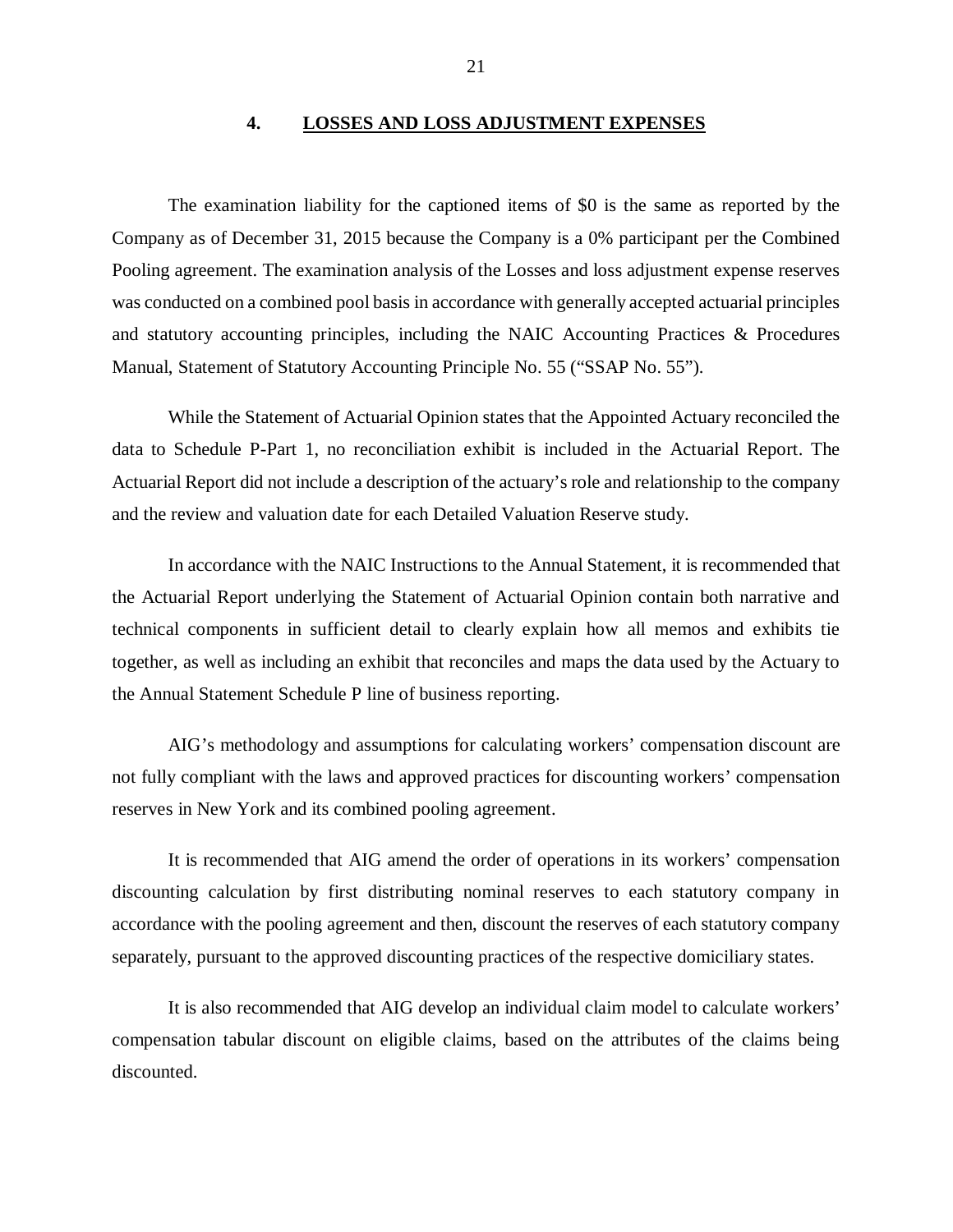## 4. LOSSES AND LOSS ADJUSTMENT EXPENSES

The examination liability for the captioned items of $0 is the same as reported by the Company as of December 31, 2015 because the Company is a 0% participant per the Combined Pooling agreement. The examination analysis of the Losses and loss adjustment expense reserves was conducted on a combined pool basis in accordance with generally accepted actuarial principles and statutory accounting principles, including the NAIC Accounting Practices & Procedures Manual, Statement of Statutory Accounting Principle No. 55 ("SSAP No. 55").

While the Statement of Actuarial Opinion states that the Appointed Actuary reconciled the data to Schedule P-Part 1, no reconciliation exhibit is included in the Actuarial Report. The Actuarial Report did not include a description of the actuary's role and relationship to the company and the review and valuation date for each Detailed Valuation Reserve study.

In accordance with the NAIC Instructions to the Annual Statement, it is recommended that the Actuarial Report underlying the Statement of Actuarial Opinion contain both narrative and technical components in sufficient detail to clearly explain how all memos and exhibits tie together, as well as including an exhibit that reconciles and maps the data used by the Actuary to the Annual Statement Schedule P line of business reporting.

AIG's methodology and assumptions for calculating workers' compensation discount are not fully compliant with the laws and approved practices for discounting workers' compensation reserves in New York and its combined pooling agreement.

It is recommended that AIG amend the order of operations in its workers' compensation discounting calculation by first distributing nominal reserves to each statutory company in accordance with the pooling agreement and then, discount the reserves of each statutory company separately, pursuant to the approved discounting practices of the respective domiciliary states.

It is also recommended that AIG develop an individual claim model to calculate workers' compensation tabular discount on eligible claims, based on the attributes of the claims being discounted.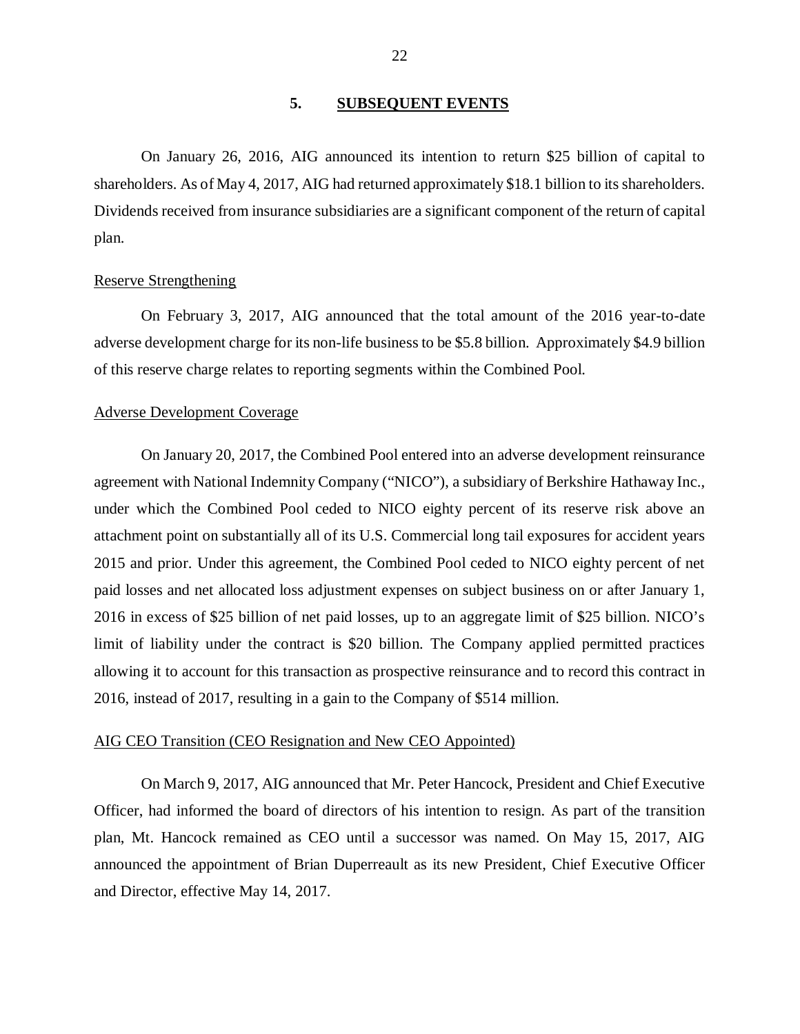## 5. SUBSEQUENT EVENTS

On January 26, 2016, AIG announced its intention to return $25 billion of capital to shareholders. As of May 4, 2017, AIG had returned approximately $18.1 billion to its shareholders. Dividends received from insurance subsidiaries are a significant component of the return of capital plan.

Reserve Strengthening

On February 3, 2017, AIG announced that the total amount of the 2016 year-to-date adverse development charge for its non-life business to be $5.8 billion. Approximately $4.9 billion of this reserve charge relates to reporting segments within the Combined Pool.

Adverse Development Coverage

On January 20, 2017, the Combined Pool entered into an adverse development reinsurance agreement with National Indemnity Company ("NICO"), a subsidiary of Berkshire Hathaway Inc., under which the Combined Pool ceded to NICO eighty percent of its reserve risk above an attachment point on substantially all of its U.S. Commercial long tail exposures for accident years 2015 and prior. Under this agreement, the Combined Pool ceded to NICO eighty percent of net paid losses and net allocated loss adjustment expenses on subject business on or after January 1, 2016 in excess of $25 billion of net paid losses, up to an aggregate limit of $25 billion. NICO's limit of liability under the contract is $20 billion. The Company applied permitted practices allowing it to account for this transaction as prospective reinsurance and to record this contract in 2016, instead of 2017, resulting in a gain to the Company of $514 million.

AIG CEO Transition (CEO Resignation and New CEO Appointed)

On March 9, 2017, AIG announced that Mr. Peter Hancock, President and Chief Executive Officer, had informed the board of directors of his intention to resign. As part of the transition plan, Mt. Hancock remained as CEO until a successor was named. On May 15, 2017, AIG announced the appointment of Brian Duperreault as its new President, Chief Executive Officer and Director, effective May 14, 2017.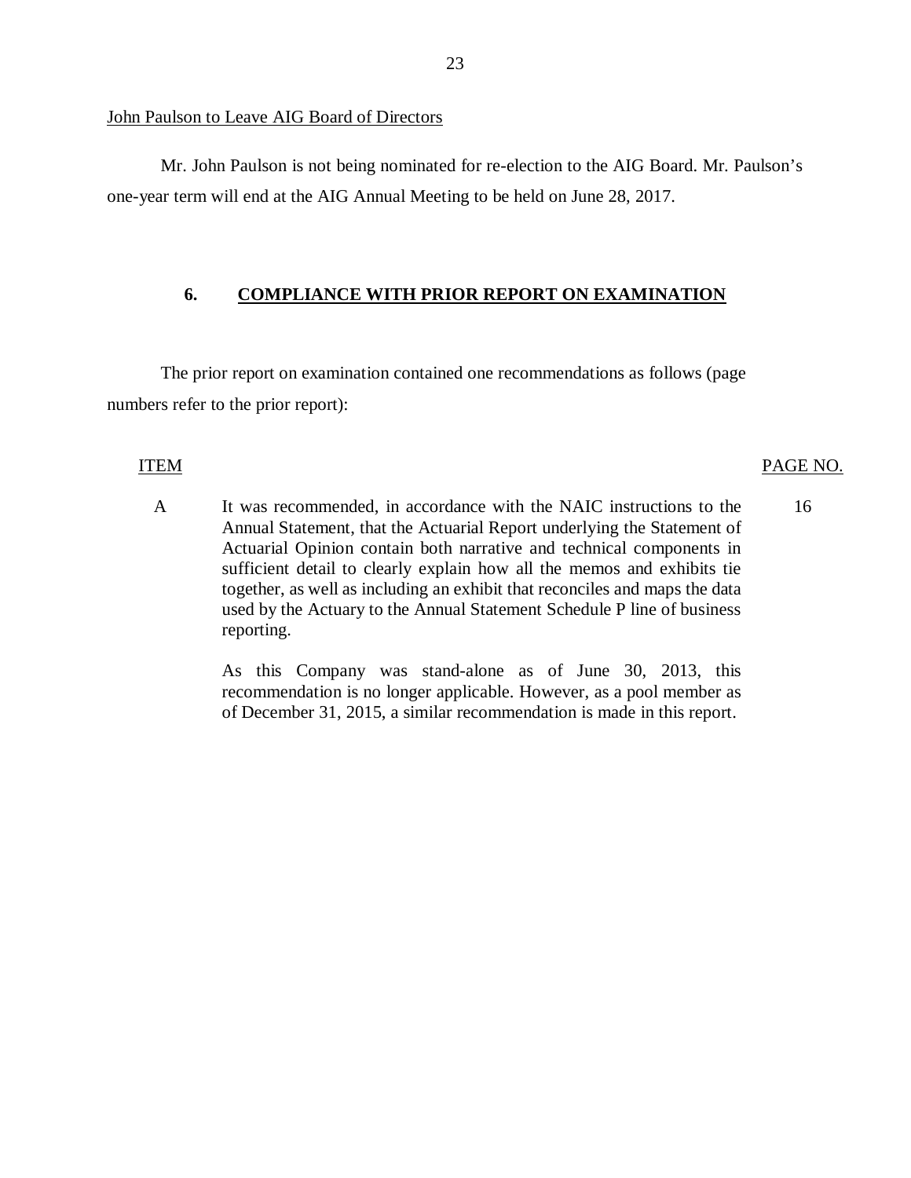John Paulson to Leave AIG Board of Directors

Mr. John Paulson is not being nominated for re-election to the AIG Board. Mr. Paulson's one-year term will end at the AIG Annual Meeting to be held on June 28, 2017.

## 6. COMPLIANCE WITH PRIOR REPORT ON EXAMINATION

The prior report on examination contained one recommendations as follows (page numbers refer to the prior report):

| ITEM | | PAGE NO. |
|---|---|---|
| A | It was recommended, in accordance with the NAIC instructions to the Annual Statement, that the Actuarial Report underlying the Statement of Actuarial Opinion contain both narrative and technical components in sufficient detail to clearly explain how all the memos and exhibits tie together, as well as including an exhibit that reconciles and maps the data used by the Actuary to the Annual Statement Schedule P line of business reporting.<br><br>As this Company was stand-alone as of June 30, 2013, this recommendation is no longer applicable. However, as a pool member as of December 31, 2015, a similar recommendation is made in this report. | 16 |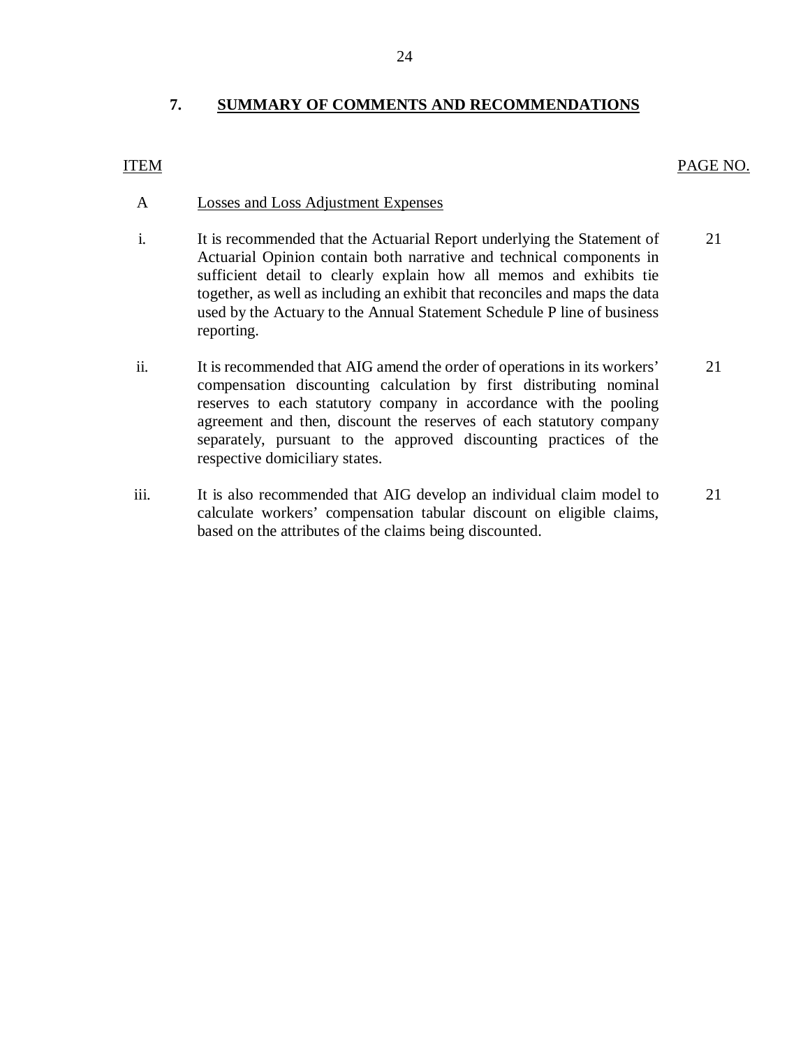## 7. SUMMARY OF COMMENTS AND RECOMMENDATIONS

| ITEM | | PAGE NO. |
|---|---|---|
| A | Losses and Loss Adjustment Expenses | |
| i. | It is recommended that the Actuarial Report underlying the Statement of Actuarial Opinion contain both narrative and technical components in sufficient detail to clearly explain how all memos and exhibits tie together, as well as including an exhibit that reconciles and maps the data used by the Actuary to the Annual Statement Schedule P line of business reporting. | 21 |
| ii. | It is recommended that AIG amend the order of operations in its workers' compensation discounting calculation by first distributing nominal reserves to each statutory company in accordance with the pooling agreement and then, discount the reserves of each statutory company separately, pursuant to the approved discounting practices of the respective domiciliary states. | 21 |
| iii. | It is also recommended that AIG develop an individual claim model to calculate workers' compensation tabular discount on eligible claims, based on the attributes of the claims being discounted. | 21 |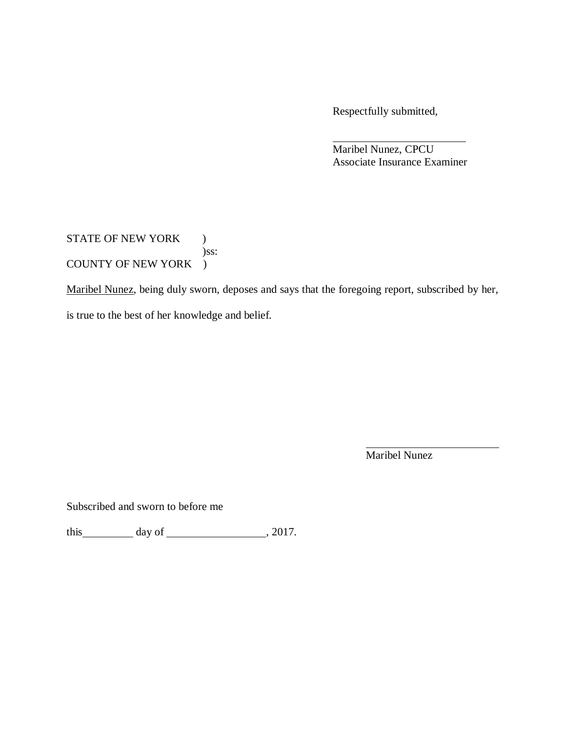Respectfully submitted,

\_\_\_\_\_\_\_\_\_\_\_\_\_\_\_\_\_\_\_\_\_\_\_\_\_
Maribel Nunez, CPCU
Associate Insurance Examiner

STATE OF NEW YORK )
)ss:
COUNTY OF NEW YORK )

<u>Maribel Nunez</u>, being duly sworn, deposes and says that the foregoing report, subscribed by her, is true to the best of her knowledge and belief.

\_\_\_\_\_\_\_\_\_\_\_\_\_\_\_\_\_\_\_\_\_\_\_\_\_
Maribel Nunez

Subscribed and sworn to before me

this\_\_\_\_\_\_\_\_\_ day of \_\_\_\_\_\_\_\_\_\_\_\_\_\_\_\_\_\_, 2017.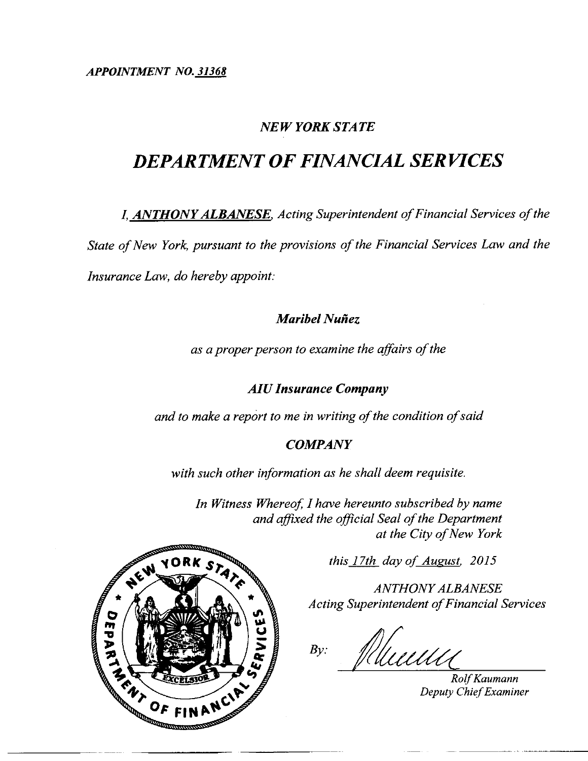*APPOINTMENT NO. 31368*

## *NEW YORK STATE*

# *DEPARTMENT OF FINANCIAL SERVICES*

*I, **ANTHONY ALBANESE**, Acting Superintendent of Financial Services of the State of New York, pursuant to the provisions of the Financial Services Law and the Insurance Law, do hereby appoint:*

***Maribel Nuñez***

*as a proper person to examine the affairs of the*

***AIU Insurance Company***

*and to make a report to me in writing of the condition of said*

***COMPANY***

*with such other information as he shall deem requisite.*

*In Witness Whereof, I have hereunto subscribed by name and affixed the official Seal of the Department at the City of New York*

*this 17th day of August, 2015*

*ANTHONY ALBANESE*
*Acting Superintendent of Financial Services*

*By:*

*Rolf Kaumann*
*Deputy Chief Examiner*